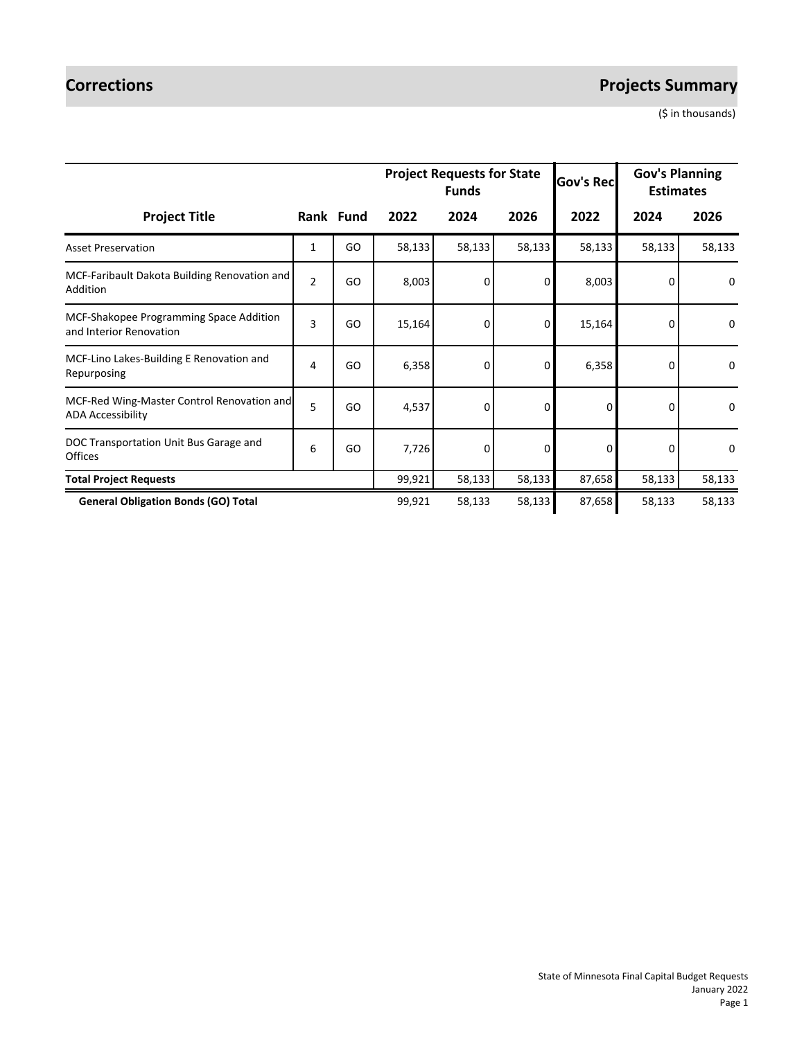# Corrections

## Projects Summary

($ in thousands)

| Project Title | Rank | Fund | Project Requests for State Funds | | | Gov's Rec | Gov's Planning Estimates | |
|---|---|---|---|---|---|---|---|---|
| | | | 2022 | 2024 | 2026 | 2022 | 2024 | 2026 |
| Asset Preservation | 1 | GO | 58,133 | 58,133 | 58,133 | 58,133 | 58,133 | 58,133 |
| MCF-Faribault Dakota Building Renovation and Addition | 2 | GO | 8,003 | 0 | 0 | 8,003 | 0 | 0 |
| MCF-Shakopee Programming Space Addition and Interior Renovation | 3 | GO | 15,164 | 0 | 0 | 15,164 | 0 | 0 |
| MCF-Lino Lakes-Building E Renovation and Repurposing | 4 | GO | 6,358 | 0 | 0 | 6,358 | 0 | 0 |
| MCF-Red Wing-Master Control Renovation and ADA Accessibility | 5 | GO | 4,537 | 0 | 0 | 0 | 0 | 0 |
| DOC Transportation Unit Bus Garage and Offices | 6 | GO | 7,726 | 0 | 0 | 0 | 0 | 0 |
| **Total Project Requests** | | | 99,921 | 58,133 | 58,133 | 87,658 | 58,133 | 58,133 |
| **General Obligation Bonds (GO) Total** | | | 99,921 | 58,133 | 58,133 | 87,658 | 58,133 | 58,133 |

State of Minnesota Final Capital Budget Requests
January 2022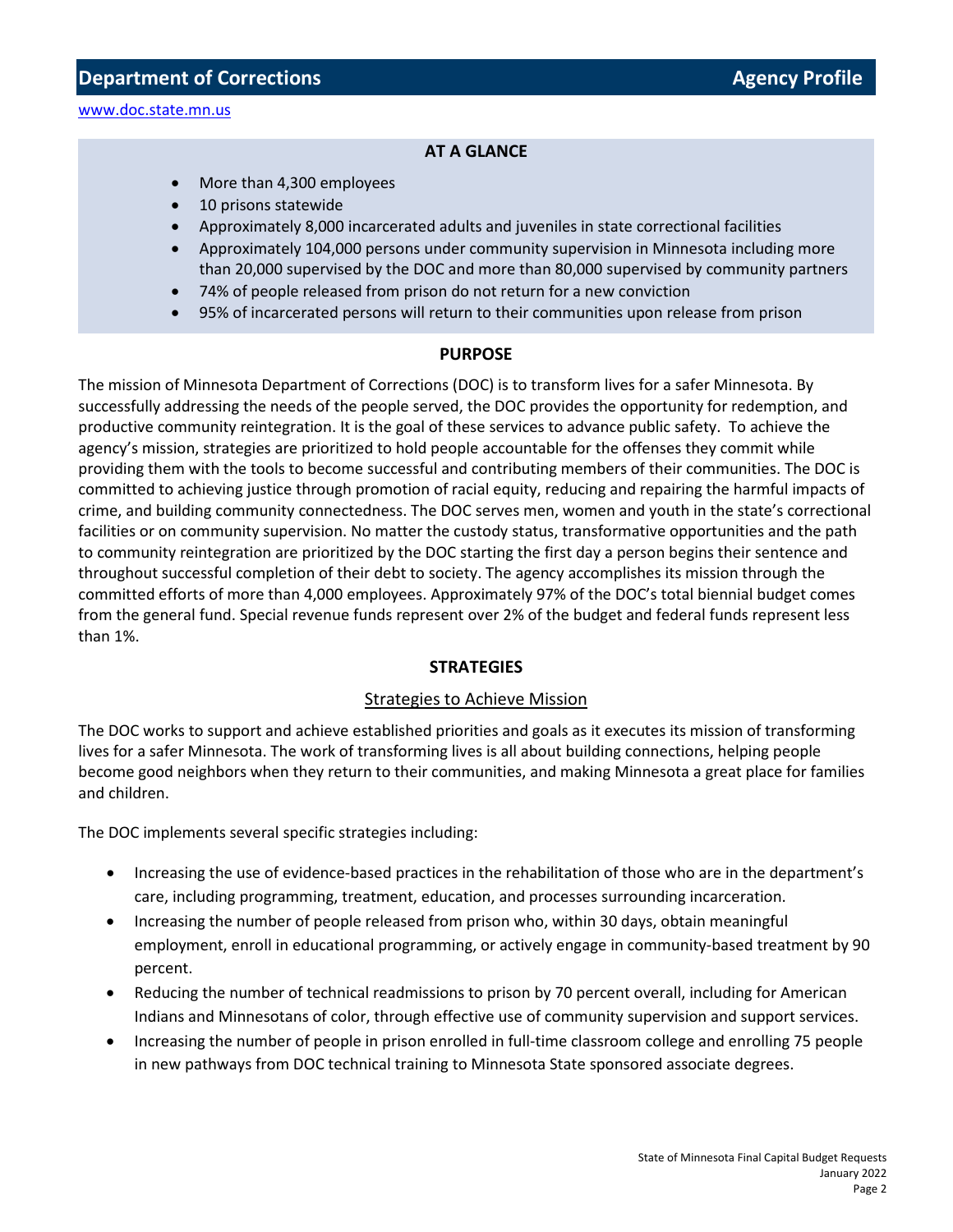# Department of Corrections — Agency Profile

www.doc.state.mn.us

## AT A GLANCE

- More than 4,300 employees
- 10 prisons statewide
- Approximately 8,000 incarcerated adults and juveniles in state correctional facilities
- Approximately 104,000 persons under community supervision in Minnesota including more than 20,000 supervised by the DOC and more than 80,000 supervised by community partners
- 74% of people released from prison do not return for a new conviction
- 95% of incarcerated persons will return to their communities upon release from prison

## PURPOSE

The mission of Minnesota Department of Corrections (DOC) is to transform lives for a safer Minnesota. By successfully addressing the needs of the people served, the DOC provides the opportunity for redemption, and productive community reintegration. It is the goal of these services to advance public safety. To achieve the agency's mission, strategies are prioritized to hold people accountable for the offenses they commit while providing them with the tools to become successful and contributing members of their communities. The DOC is committed to achieving justice through promotion of racial equity, reducing and repairing the harmful impacts of crime, and building community connectedness. The DOC serves men, women and youth in the state's correctional facilities or on community supervision. No matter the custody status, transformative opportunities and the path to community reintegration are prioritized by the DOC starting the first day a person begins their sentence and throughout successful completion of their debt to society. The agency accomplishes its mission through the committed efforts of more than 4,000 employees. Approximately 97% of the DOC's total biennial budget comes from the general fund. Special revenue funds represent over 2% of the budget and federal funds represent less than 1%.

## STRATEGIES

### Strategies to Achieve Mission

The DOC works to support and achieve established priorities and goals as it executes its mission of transforming lives for a safer Minnesota. The work of transforming lives is all about building connections, helping people become good neighbors when they return to their communities, and making Minnesota a great place for families and children.

The DOC implements several specific strategies including:

- Increasing the use of evidence-based practices in the rehabilitation of those who are in the department's care, including programming, treatment, education, and processes surrounding incarceration.
- Increasing the number of people released from prison who, within 30 days, obtain meaningful employment, enroll in educational programming, or actively engage in community-based treatment by 90 percent.
- Reducing the number of technical readmissions to prison by 70 percent overall, including for American Indians and Minnesotans of color, through effective use of community supervision and support services.
- Increasing the number of people in prison enrolled in full-time classroom college and enrolling 75 people in new pathways from DOC technical training to Minnesota State sponsored associate degrees.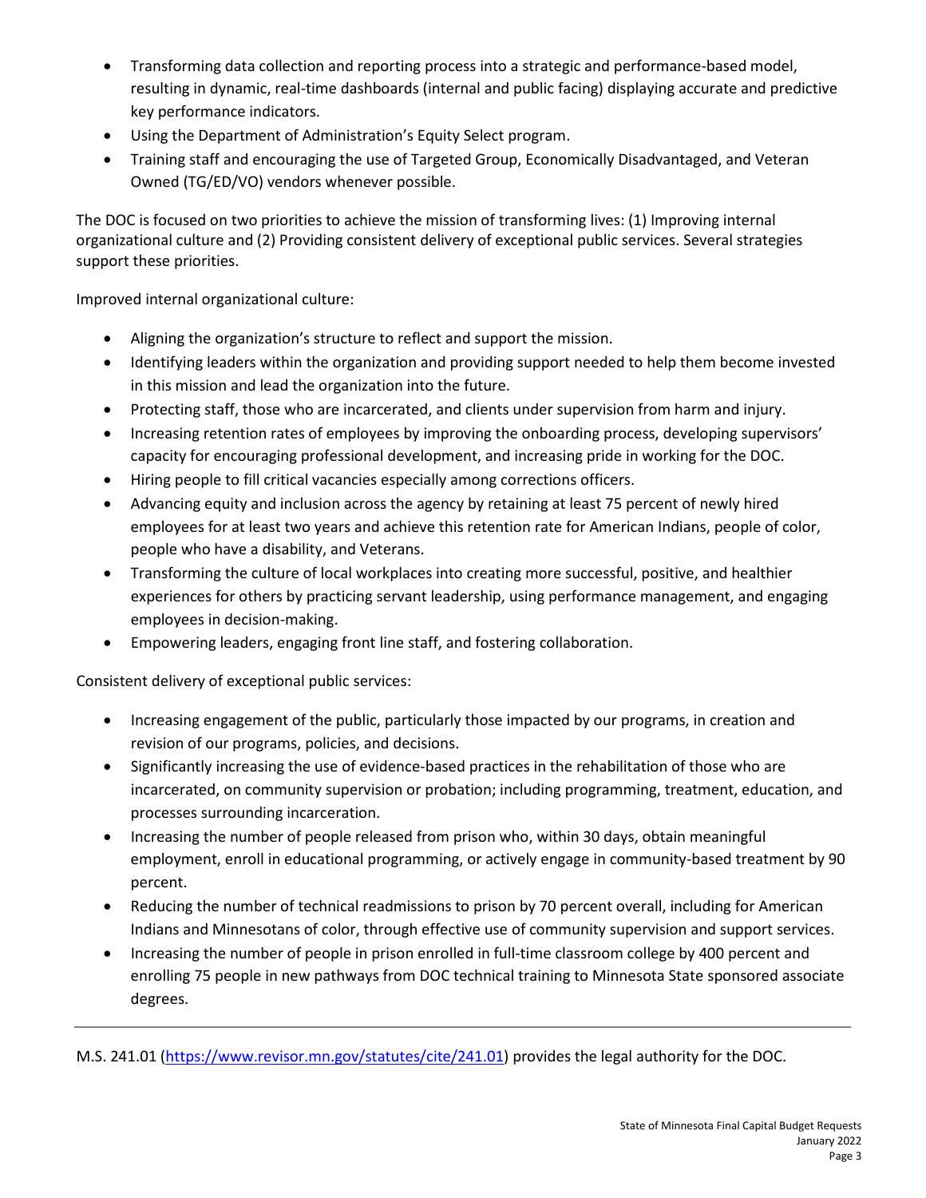- Transforming data collection and reporting process into a strategic and performance-based model, resulting in dynamic, real-time dashboards (internal and public facing) displaying accurate and predictive key performance indicators.
- Using the Department of Administration's Equity Select program.
- Training staff and encouraging the use of Targeted Group, Economically Disadvantaged, and Veteran Owned (TG/ED/VO) vendors whenever possible.

The DOC is focused on two priorities to achieve the mission of transforming lives: (1) Improving internal organizational culture and (2) Providing consistent delivery of exceptional public services. Several strategies support these priorities.

Improved internal organizational culture:

- Aligning the organization's structure to reflect and support the mission.
- Identifying leaders within the organization and providing support needed to help them become invested in this mission and lead the organization into the future.
- Protecting staff, those who are incarcerated, and clients under supervision from harm and injury.
- Increasing retention rates of employees by improving the onboarding process, developing supervisors' capacity for encouraging professional development, and increasing pride in working for the DOC.
- Hiring people to fill critical vacancies especially among corrections officers.
- Advancing equity and inclusion across the agency by retaining at least 75 percent of newly hired employees for at least two years and achieve this retention rate for American Indians, people of color, people who have a disability, and Veterans.
- Transforming the culture of local workplaces into creating more successful, positive, and healthier experiences for others by practicing servant leadership, using performance management, and engaging employees in decision-making.
- Empowering leaders, engaging front line staff, and fostering collaboration.

Consistent delivery of exceptional public services:

- Increasing engagement of the public, particularly those impacted by our programs, in creation and revision of our programs, policies, and decisions.
- Significantly increasing the use of evidence-based practices in the rehabilitation of those who are incarcerated, on community supervision or probation; including programming, treatment, education, and processes surrounding incarceration.
- Increasing the number of people released from prison who, within 30 days, obtain meaningful employment, enroll in educational programming, or actively engage in community-based treatment by 90 percent.
- Reducing the number of technical readmissions to prison by 70 percent overall, including for American Indians and Minnesotans of color, through effective use of community supervision and support services.
- Increasing the number of people in prison enrolled in full-time classroom college by 400 percent and enrolling 75 people in new pathways from DOC technical training to Minnesota State sponsored associate degrees.

---

M.S. 241.01 (https://www.revisor.mn.gov/statutes/cite/241.01) provides the legal authority for the DOC.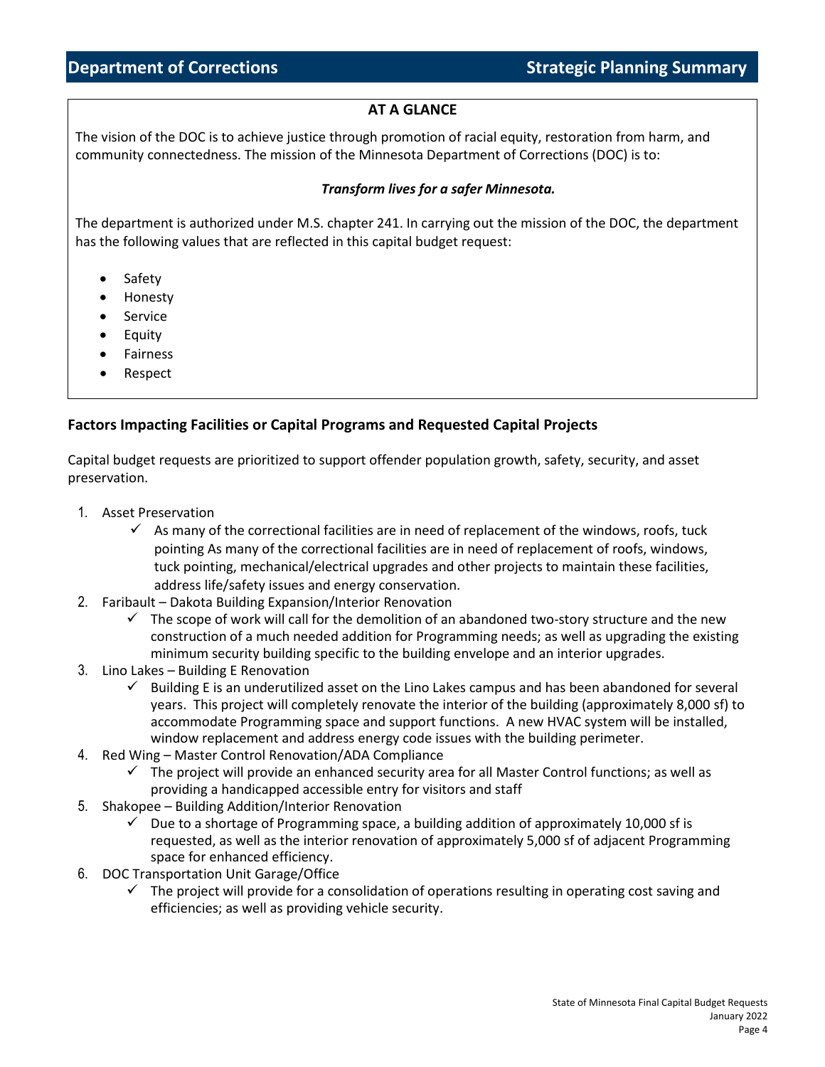## Department of Corrections — Strategic Planning Summary

### AT A GLANCE

The vision of the DOC is to achieve justice through promotion of racial equity, restoration from harm, and community connectedness. The mission of the Minnesota Department of Corrections (DOC) is to:

***Transform lives for a safer Minnesota.***

The department is authorized under M.S. chapter 241. In carrying out the mission of the DOC, the department has the following values that are reflected in this capital budget request:

- Safety
- Honesty
- Service
- Equity
- Fairness
- Respect

### Factors Impacting Facilities or Capital Programs and Requested Capital Projects

Capital budget requests are prioritized to support offender population growth, safety, security, and asset preservation.

1. Asset Preservation
   - ✓ As many of the correctional facilities are in need of replacement of the windows, roofs, tuck pointing As many of the correctional facilities are in need of replacement of roofs, windows, tuck pointing, mechanical/electrical upgrades and other projects to maintain these facilities, address life/safety issues and energy conservation.
2. Faribault – Dakota Building Expansion/Interior Renovation
   - ✓ The scope of work will call for the demolition of an abandoned two-story structure and the new construction of a much needed addition for Programming needs; as well as upgrading the existing minimum security building specific to the building envelope and an interior upgrades.
3. Lino Lakes – Building E Renovation
   - ✓ Building E is an underutilized asset on the Lino Lakes campus and has been abandoned for several years. This project will completely renovate the interior of the building (approximately 8,000 sf) to accommodate Programming space and support functions. A new HVAC system will be installed, window replacement and address energy code issues with the building perimeter.
4. Red Wing – Master Control Renovation/ADA Compliance
   - ✓ The project will provide an enhanced security area for all Master Control functions; as well as providing a handicapped accessible entry for visitors and staff
5. Shakopee – Building Addition/Interior Renovation
   - ✓ Due to a shortage of Programming space, a building addition of approximately 10,000 sf is requested, as well as the interior renovation of approximately 5,000 sf of adjacent Programming space for enhanced efficiency.
6. DOC Transportation Unit Garage/Office
   - ✓ The project will provide for a consolidation of operations resulting in operating cost saving and efficiencies; as well as providing vehicle security.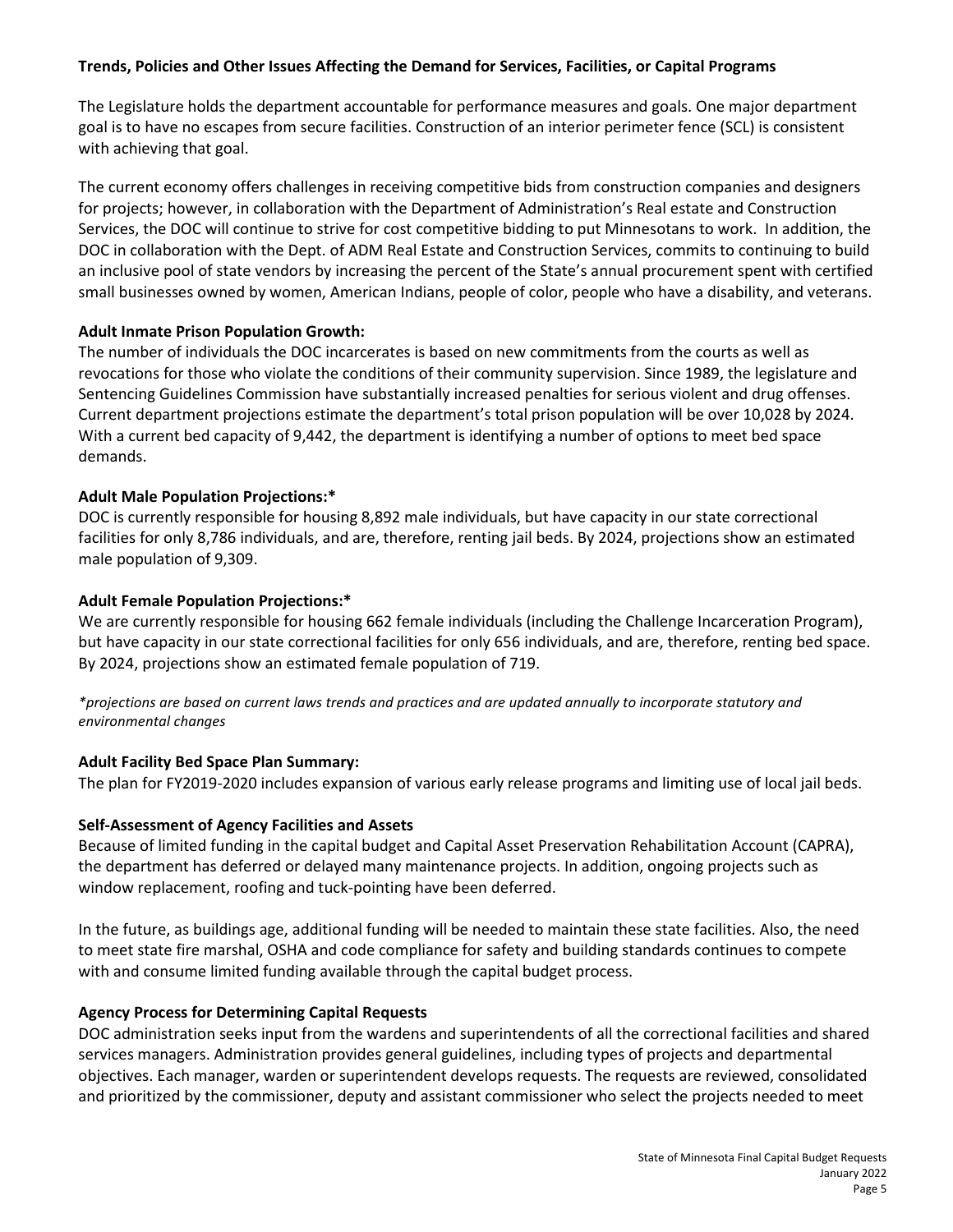**Trends, Policies and Other Issues Affecting the Demand for Services, Facilities, or Capital Programs**

The Legislature holds the department accountable for performance measures and goals. One major department goal is to have no escapes from secure facilities. Construction of an interior perimeter fence (SCL) is consistent with achieving that goal.

The current economy offers challenges in receiving competitive bids from construction companies and designers for projects; however, in collaboration with the Department of Administration's Real estate and Construction Services, the DOC will continue to strive for cost competitive bidding to put Minnesotans to work. In addition, the DOC in collaboration with the Dept. of ADM Real Estate and Construction Services, commits to continuing to build an inclusive pool of state vendors by increasing the percent of the State's annual procurement spent with certified small businesses owned by women, American Indians, people of color, people who have a disability, and veterans.

**Adult Inmate Prison Population Growth:**

The number of individuals the DOC incarcerates is based on new commitments from the courts as well as revocations for those who violate the conditions of their community supervision. Since 1989, the legislature and Sentencing Guidelines Commission have substantially increased penalties for serious violent and drug offenses. Current department projections estimate the department's total prison population will be over 10,028 by 2024. With a current bed capacity of 9,442, the department is identifying a number of options to meet bed space demands.

**Adult Male Population Projections:***

DOC is currently responsible for housing 8,892 male individuals, but have capacity in our state correctional facilities for only 8,786 individuals, and are, therefore, renting jail beds. By 2024, projections show an estimated male population of 9,309.

**Adult Female Population Projections:***

We are currently responsible for housing 662 female individuals (including the Challenge Incarceration Program), but have capacity in our state correctional facilities for only 656 individuals, and are, therefore, renting bed space. By 2024, projections show an estimated female population of 719.

**projections are based on current laws trends and practices and are updated annually to incorporate statutory and environmental changes*

**Adult Facility Bed Space Plan Summary:**

The plan for FY2019-2020 includes expansion of various early release programs and limiting use of local jail beds.

**Self-Assessment of Agency Facilities and Assets**

Because of limited funding in the capital budget and Capital Asset Preservation Rehabilitation Account (CAPRA), the department has deferred or delayed many maintenance projects. In addition, ongoing projects such as window replacement, roofing and tuck-pointing have been deferred.

In the future, as buildings age, additional funding will be needed to maintain these state facilities. Also, the need to meet state fire marshal, OSHA and code compliance for safety and building standards continues to compete with and consume limited funding available through the capital budget process.

**Agency Process for Determining Capital Requests**

DOC administration seeks input from the wardens and superintendents of all the correctional facilities and shared services managers. Administration provides general guidelines, including types of projects and departmental objectives. Each manager, warden or superintendent develops requests. The requests are reviewed, consolidated and prioritized by the commissioner, deputy and assistant commissioner who select the projects needed to meet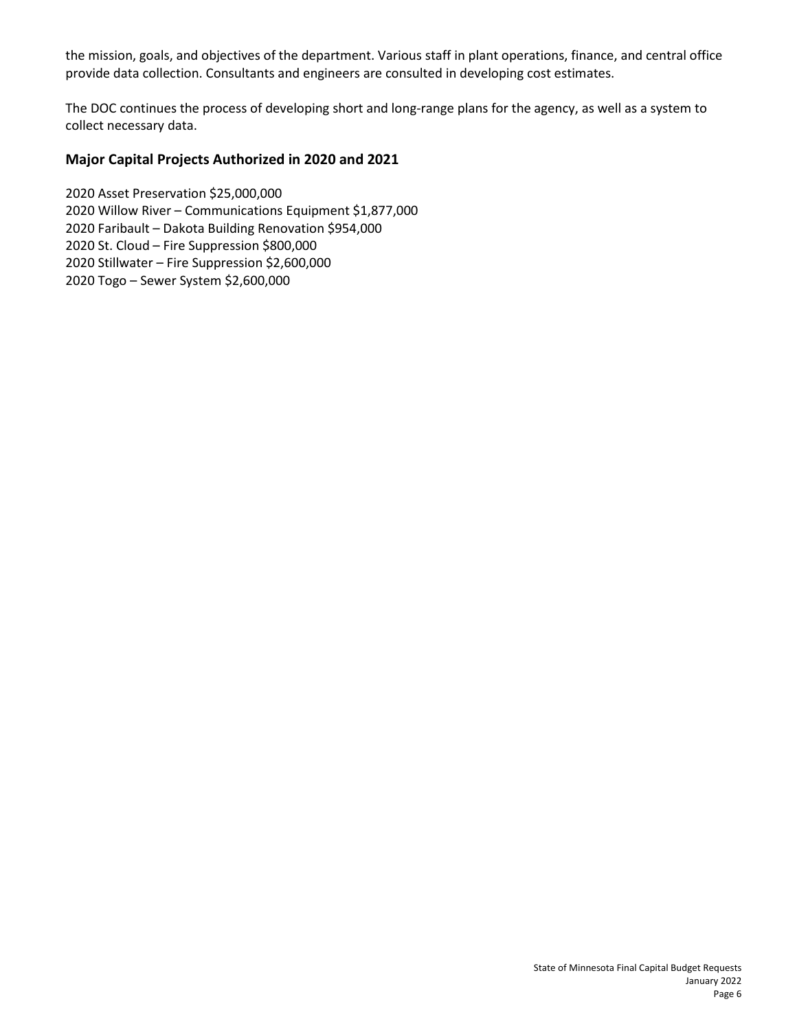the mission, goals, and objectives of the department. Various staff in plant operations, finance, and central office provide data collection. Consultants and engineers are consulted in developing cost estimates.

The DOC continues the process of developing short and long-range plans for the agency, as well as a system to collect necessary data.

## Major Capital Projects Authorized in 2020 and 2021

2020 Asset Preservation $25,000,000
2020 Willow River – Communications Equipment $1,877,000
2020 Faribault – Dakota Building Renovation $954,000
2020 St. Cloud – Fire Suppression $800,000
2020 Stillwater – Fire Suppression $2,600,000
2020 Togo – Sewer System $2,600,000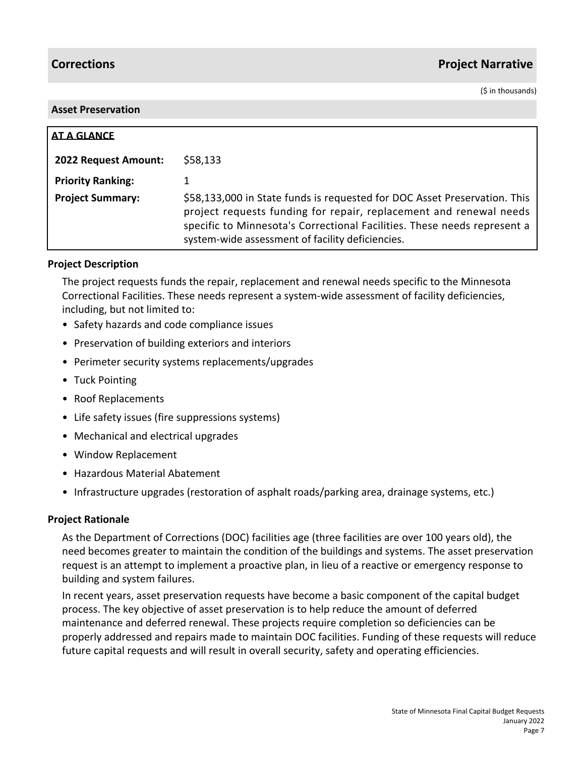## Corrections — Project Narrative

($ in thousands)

### Asset Preservation

**AT A GLANCE**

| | |
|---|---|
| **2022 Request Amount:** | $58,133 |
| **Priority Ranking:** | 1 |
| **Project Summary:** | $58,133,000 in State funds is requested for DOC Asset Preservation. This project requests funding for repair, replacement and renewal needs specific to Minnesota's Correctional Facilities. These needs represent a system-wide assessment of facility deficiencies. |

#### Project Description

The project requests funds the repair, replacement and renewal needs specific to the Minnesota Correctional Facilities. These needs represent a system-wide assessment of facility deficiencies, including, but not limited to:

- Safety hazards and code compliance issues
- Preservation of building exteriors and interiors
- Perimeter security systems replacements/upgrades
- Tuck Pointing
- Roof Replacements
- Life safety issues (fire suppressions systems)
- Mechanical and electrical upgrades
- Window Replacement
- Hazardous Material Abatement
- Infrastructure upgrades (restoration of asphalt roads/parking area, drainage systems, etc.)

#### Project Rationale

As the Department of Corrections (DOC) facilities age (three facilities are over 100 years old), the need becomes greater to maintain the condition of the buildings and systems. The asset preservation request is an attempt to implement a proactive plan, in lieu of a reactive or emergency response to building and system failures.

In recent years, asset preservation requests have become a basic component of the capital budget process. The key objective of asset preservation is to help reduce the amount of deferred maintenance and deferred renewal. These projects require completion so deficiencies can be properly addressed and repairs made to maintain DOC facilities. Funding of these requests will reduce future capital requests and will result in overall security, safety and operating efficiencies.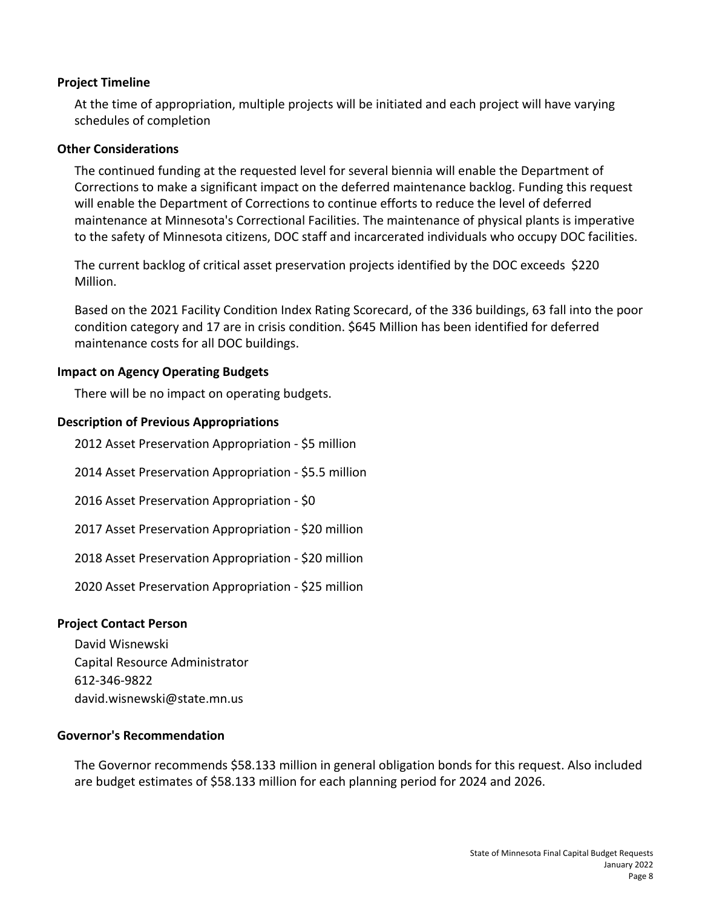### Project Timeline

At the time of appropriation, multiple projects will be initiated and each project will have varying schedules of completion

### Other Considerations

The continued funding at the requested level for several biennia will enable the Department of Corrections to make a significant impact on the deferred maintenance backlog. Funding this request will enable the Department of Corrections to continue efforts to reduce the level of deferred maintenance at Minnesota's Correctional Facilities. The maintenance of physical plants is imperative to the safety of Minnesota citizens, DOC staff and incarcerated individuals who occupy DOC facilities.

The current backlog of critical asset preservation projects identified by the DOC exceeds $220 Million.

Based on the 2021 Facility Condition Index Rating Scorecard, of the 336 buildings, 63 fall into the poor condition category and 17 are in crisis condition. $645 Million has been identified for deferred maintenance costs for all DOC buildings.

### Impact on Agency Operating Budgets

There will be no impact on operating budgets.

### Description of Previous Appropriations

2012 Asset Preservation Appropriation - $5 million

2014 Asset Preservation Appropriation - $5.5 million

2016 Asset Preservation Appropriation - $0

2017 Asset Preservation Appropriation - $20 million

2018 Asset Preservation Appropriation - $20 million

2020 Asset Preservation Appropriation - $25 million

### Project Contact Person

David Wisnewski
Capital Resource Administrator
612-346-9822
david.wisnewski@state.mn.us

### Governor's Recommendation

The Governor recommends $58.133 million in general obligation bonds for this request. Also included are budget estimates of $58.133 million for each planning period for 2024 and 2026.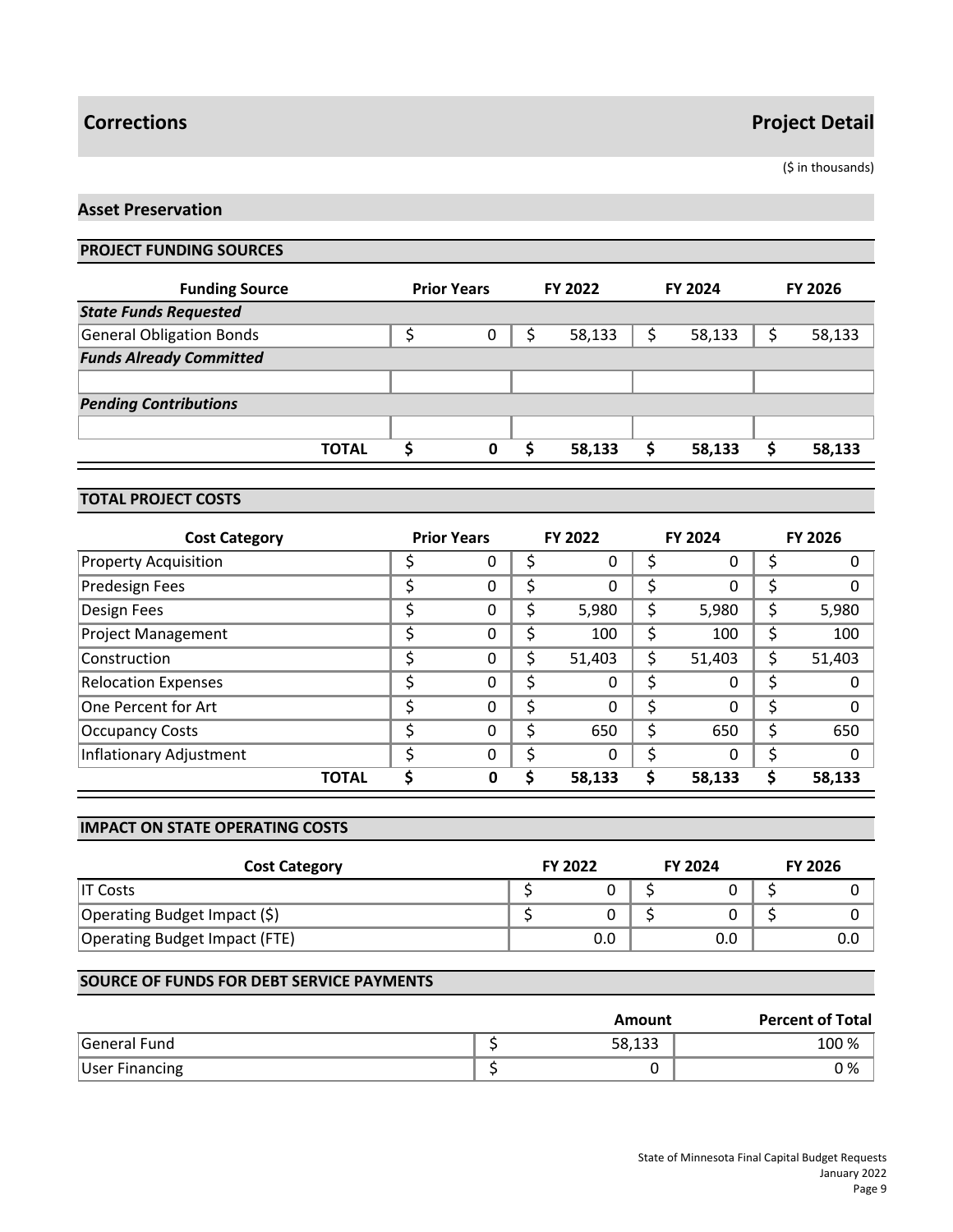# Corrections

## Project Detail

($ in thousands)

### Asset Preservation

#### PROJECT FUNDING SOURCES

| Funding Source | Prior Years | FY 2022 | FY 2024 | FY 2026 |
|---|---|---|---|---|
| ***State Funds Requested*** | | | | |
| General Obligation Bonds | $ 0 | $ 58,133 | $ 58,133 | $ 58,133 |
| ***Funds Already Committed*** | | | | |
| | | | | |
| ***Pending Contributions*** | | | | |
| | | | | |
| **TOTAL** | **$ 0** | **$ 58,133** | **$ 58,133** | **$ 58,133** |

#### TOTAL PROJECT COSTS

| Cost Category | Prior Years | FY 2022 | FY 2024 | FY 2026 |
|---|---|---|---|---|
| Property Acquisition | $ 0 | $ 0 | $ 0 | $ 0 |
| Predesign Fees | $ 0 | $ 0 | $ 0 | $ 0 |
| Design Fees | $ 0 | $ 5,980 | $ 5,980 | $ 5,980 |
| Project Management | $ 0 | $ 100 | $ 100 | $ 100 |
| Construction | $ 0 | $ 51,403 | $ 51,403 | $ 51,403 |
| Relocation Expenses | $ 0 | $ 0 | $ 0 | $ 0 |
| One Percent for Art | $ 0 | $ 0 | $ 0 | $ 0 |
| Occupancy Costs | $ 0 | $ 650 | $ 650 | $ 650 |
| Inflationary Adjustment | $ 0 | $ 0 | $ 0 | $ 0 |
| **TOTAL** | **$ 0** | **$ 58,133** | **$ 58,133** | **$ 58,133** |

#### IMPACT ON STATE OPERATING COSTS

| Cost Category | FY 2022 | FY 2024 | FY 2026 |
|---|---|---|---|
| IT Costs | $ 0 | $ 0 | $ 0 |
| Operating Budget Impact ($) | $ 0 | $ 0 | $ 0 |
| Operating Budget Impact (FTE) | 0.0 | 0.0 | 0.0 |

#### SOURCE OF FUNDS FOR DEBT SERVICE PAYMENTS

| | Amount | Percent of Total |
|---|---|---|
| General Fund | $ 58,133 | 100 % |
| User Financing | $ 0 | 0 % |

State of Minnesota Final Capital Budget Requests
January 2022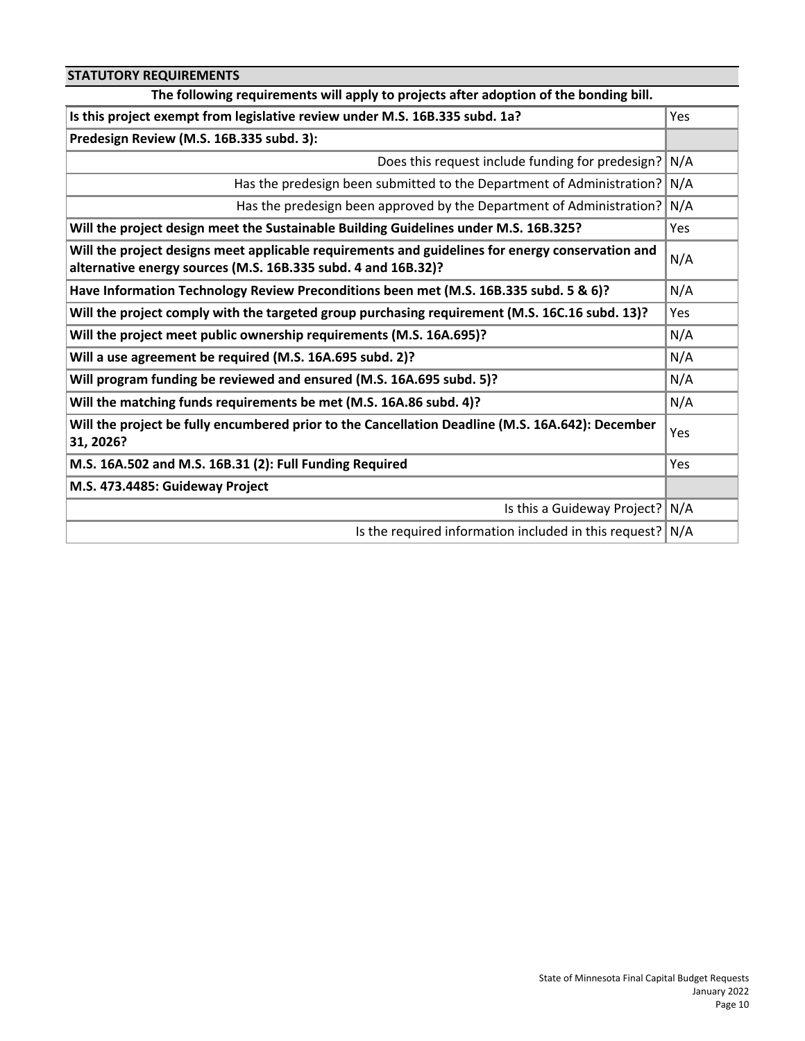| STATUTORY REQUIREMENTS | |
|---|---|
| **The following requirements will apply to projects after adoption of the bonding bill.** | |
| **Is this project exempt from legislative review under M.S. 16B.335 subd. 1a?** | Yes |
| **Predesign Review (M.S. 16B.335 subd. 3):** | |
| Does this request include funding for predesign? | N/A |
| Has the predesign been submitted to the Department of Administration? | N/A |
| Has the predesign been approved by the Department of Administration? | N/A |
| **Will the project design meet the Sustainable Building Guidelines under M.S. 16B.325?** | Yes |
| **Will the project designs meet applicable requirements and guidelines for energy conservation and alternative energy sources (M.S. 16B.335 subd. 4 and 16B.32)?** | N/A |
| **Have Information Technology Review Preconditions been met (M.S. 16B.335 subd. 5 & 6)?** | N/A |
| **Will the project comply with the targeted group purchasing requirement (M.S. 16C.16 subd. 13)?** | Yes |
| **Will the project meet public ownership requirements (M.S. 16A.695)?** | N/A |
| **Will a use agreement be required (M.S. 16A.695 subd. 2)?** | N/A |
| **Will program funding be reviewed and ensured (M.S. 16A.695 subd. 5)?** | N/A |
| **Will the matching funds requirements be met (M.S. 16A.86 subd. 4)?** | N/A |
| **Will the project be fully encumbered prior to the Cancellation Deadline (M.S. 16A.642): December 31, 2026?** | Yes |
| **M.S. 16A.502 and M.S. 16B.31 (2): Full Funding Required** | Yes |
| **M.S. 473.4485: Guideway Project** | |
| Is this a Guideway Project? | N/A |
| Is the required information included in this request? | N/A |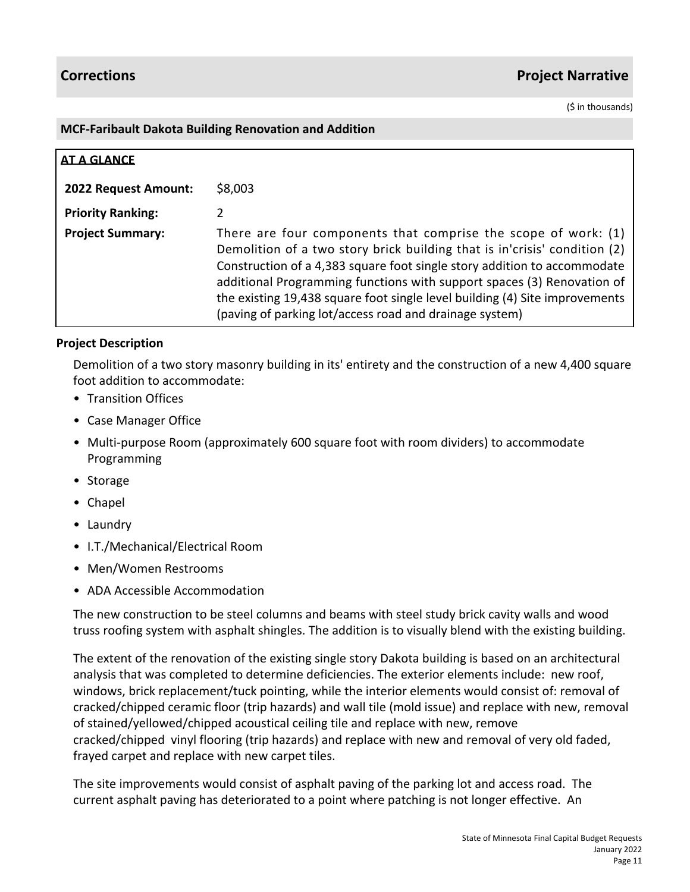## Corrections — Project Narrative

($ in thousands)

### MCF-Faribault Dakota Building Renovation and Addition

**AT A GLANCE**

| | |
|---|---|
| **2022 Request Amount:** | $8,003 |
| **Priority Ranking:** | 2 |
| **Project Summary:** | There are four components that comprise the scope of work: (1) Demolition of a two story brick building that is in'crisis' condition (2) Construction of a 4,383 square foot single story addition to accommodate additional Programming functions with support spaces (3) Renovation of the existing 19,438 square foot single level building (4) Site improvements (paving of parking lot/access road and drainage system) |

**Project Description**

Demolition of a two story masonry building in its' entirety and the construction of a new 4,400 square foot addition to accommodate:

- Transition Offices
- Case Manager Office
- Multi-purpose Room (approximately 600 square foot with room dividers) to accommodate Programming
- Storage
- Chapel
- Laundry
- I.T./Mechanical/Electrical Room
- Men/Women Restrooms
- ADA Accessible Accommodation

The new construction to be steel columns and beams with steel study brick cavity walls and wood truss roofing system with asphalt shingles. The addition is to visually blend with the existing building.

The extent of the renovation of the existing single story Dakota building is based on an architectural analysis that was completed to determine deficiencies. The exterior elements include: new roof, windows, brick replacement/tuck pointing, while the interior elements would consist of: removal of cracked/chipped ceramic floor (trip hazards) and wall tile (mold issue) and replace with new, removal of stained/yellowed/chipped acoustical ceiling tile and replace with new, remove cracked/chipped vinyl flooring (trip hazards) and replace with new and removal of very old faded, frayed carpet and replace with new carpet tiles.

The site improvements would consist of asphalt paving of the parking lot and access road. The current asphalt paving has deteriorated to a point where patching is not longer effective. An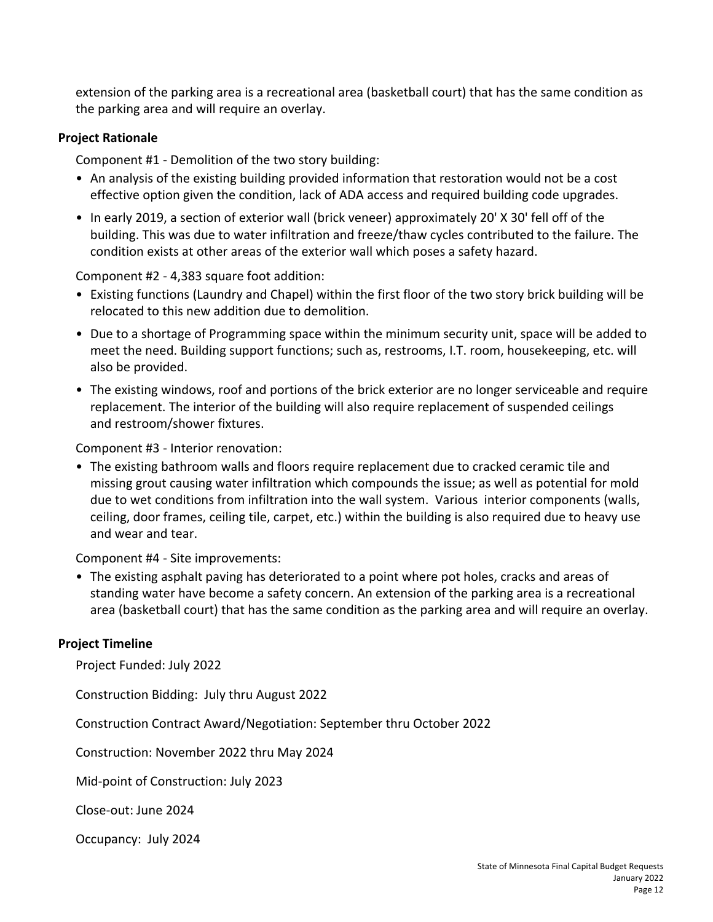extension of the parking area is a recreational area (basketball court) that has the same condition as the parking area and will require an overlay.

**Project Rationale**

Component #1 - Demolition of the two story building:

- An analysis of the existing building provided information that restoration would not be a cost effective option given the condition, lack of ADA access and required building code upgrades.
- In early 2019, a section of exterior wall (brick veneer) approximately 20' X 30' fell off of the building. This was due to water infiltration and freeze/thaw cycles contributed to the failure. The condition exists at other areas of the exterior wall which poses a safety hazard.

Component #2 - 4,383 square foot addition:

- Existing functions (Laundry and Chapel) within the first floor of the two story brick building will be relocated to this new addition due to demolition.
- Due to a shortage of Programming space within the minimum security unit, space will be added to meet the need. Building support functions; such as, restrooms, I.T. room, housekeeping, etc. will also be provided.
- The existing windows, roof and portions of the brick exterior are no longer serviceable and require replacement. The interior of the building will also require replacement of suspended ceilings and restroom/shower fixtures.

Component #3 - Interior renovation:

- The existing bathroom walls and floors require replacement due to cracked ceramic tile and missing grout causing water infiltration which compounds the issue; as well as potential for mold due to wet conditions from infiltration into the wall system. Various interior components (walls, ceiling, door frames, ceiling tile, carpet, etc.) within the building is also required due to heavy use and wear and tear.

Component #4 - Site improvements:

- The existing asphalt paving has deteriorated to a point where pot holes, cracks and areas of standing water have become a safety concern. An extension of the parking area is a recreational area (basketball court) that has the same condition as the parking area and will require an overlay.

**Project Timeline**

Project Funded: July 2022

Construction Bidding: July thru August 2022

Construction Contract Award/Negotiation: September thru October 2022

Construction: November 2022 thru May 2024

Mid-point of Construction: July 2023

Close-out: June 2024

Occupancy: July 2024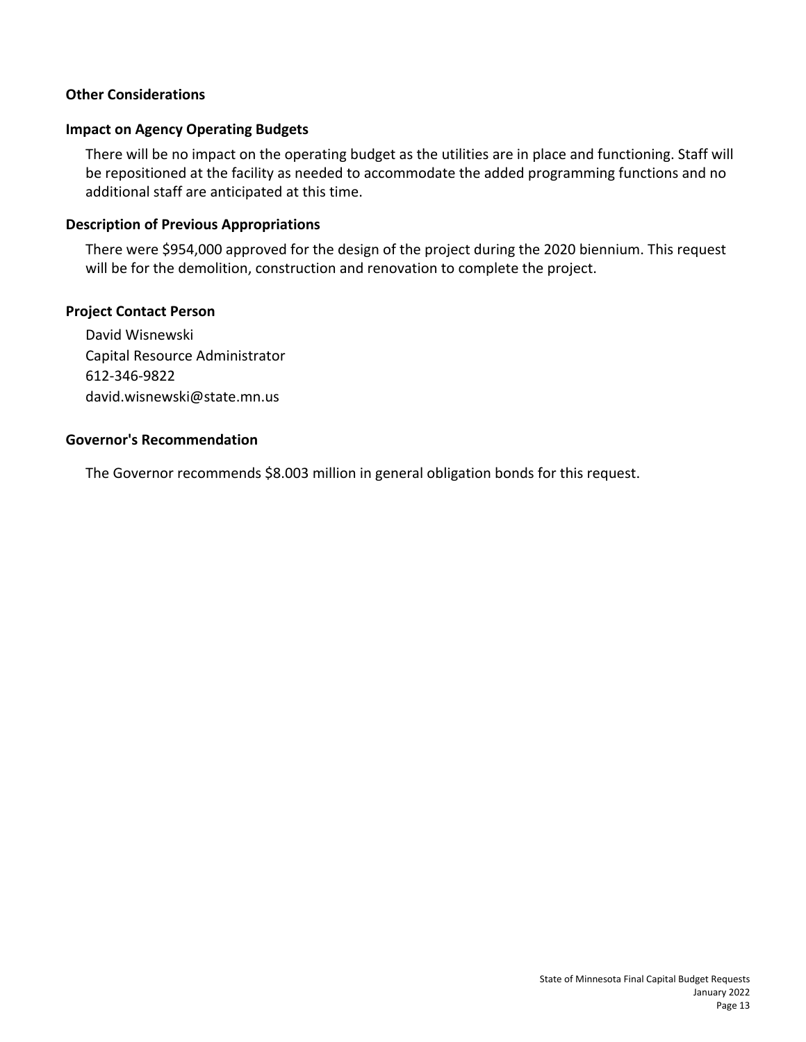## Other Considerations

## Impact on Agency Operating Budgets

There will be no impact on the operating budget as the utilities are in place and functioning. Staff will be repositioned at the facility as needed to accommodate the added programming functions and no additional staff are anticipated at this time.

## Description of Previous Appropriations

There were $954,000 approved for the design of the project during the 2020 biennium. This request will be for the demolition, construction and renovation to complete the project.

## Project Contact Person

David Wisnewski
Capital Resource Administrator
612-346-9822
david.wisnewski@state.mn.us

## Governor's Recommendation

The Governor recommends $8.003 million in general obligation bonds for this request.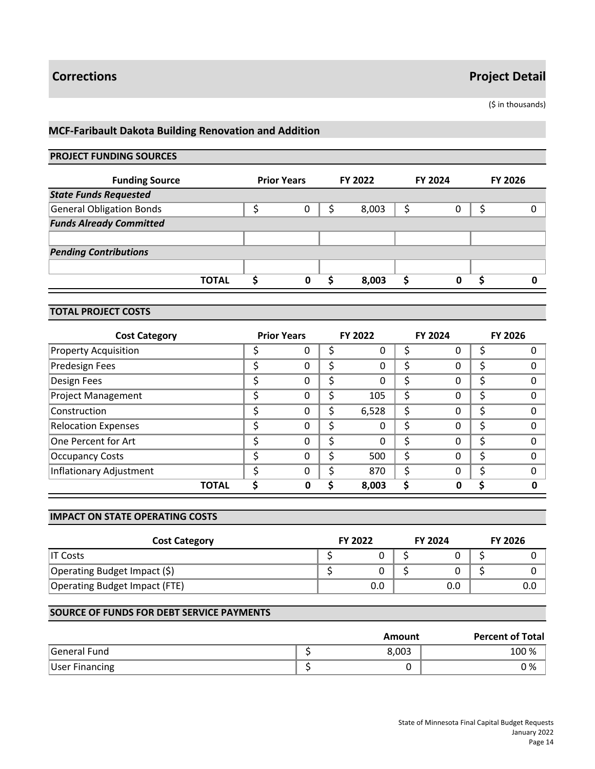# Corrections — Project Detail

($ in thousands)

## MCF-Faribault Dakota Building Renovation and Addition

### PROJECT FUNDING SOURCES

| Funding Source | Prior Years | FY 2022 | FY 2024 | FY 2026 |
|---|---|---|---|---|
| ***State Funds Requested*** | | | | |
| General Obligation Bonds | $ 0 | $ 8,003 | $ 0 | $ 0 |
| ***Funds Already Committed*** | | | | |
| | | | | |
| ***Pending Contributions*** | | | | |
| | | | | |
| **TOTAL** | **$ 0** | **$ 8,003** | **$ 0** | **$ 0** |

### TOTAL PROJECT COSTS

| Cost Category | Prior Years | FY 2022 | FY 2024 | FY 2026 |
|---|---|---|---|---|
| Property Acquisition | $ 0 | $ 0 | $ 0 | $ 0 |
| Predesign Fees | $ 0 | $ 0 | $ 0 | $ 0 |
| Design Fees | $ 0 | $ 0 | $ 0 | $ 0 |
| Project Management | $ 0 | $ 105 | $ 0 | $ 0 |
| Construction | $ 0 | $ 6,528 | $ 0 | $ 0 |
| Relocation Expenses | $ 0 | $ 0 | $ 0 | $ 0 |
| One Percent for Art | $ 0 | $ 0 | $ 0 | $ 0 |
| Occupancy Costs | $ 0 | $ 500 | $ 0 | $ 0 |
| Inflationary Adjustment | $ 0 | $ 870 | $ 0 | $ 0 |
| **TOTAL** | **$ 0** | **$ 8,003** | **$ 0** | **$ 0** |

### IMPACT ON STATE OPERATING COSTS

| Cost Category | FY 2022 | FY 2024 | FY 2026 |
|---|---|---|---|
| IT Costs | $ 0 | $ 0 | $ 0 |
| Operating Budget Impact ($) | $ 0 | $ 0 | $ 0 |
| Operating Budget Impact (FTE) | 0.0 | 0.0 | 0.0 |

### SOURCE OF FUNDS FOR DEBT SERVICE PAYMENTS

| | Amount | Percent of Total |
|---|---|---|
| General Fund | $ 8,003 | 100 % |
| User Financing | $ 0 | 0 % |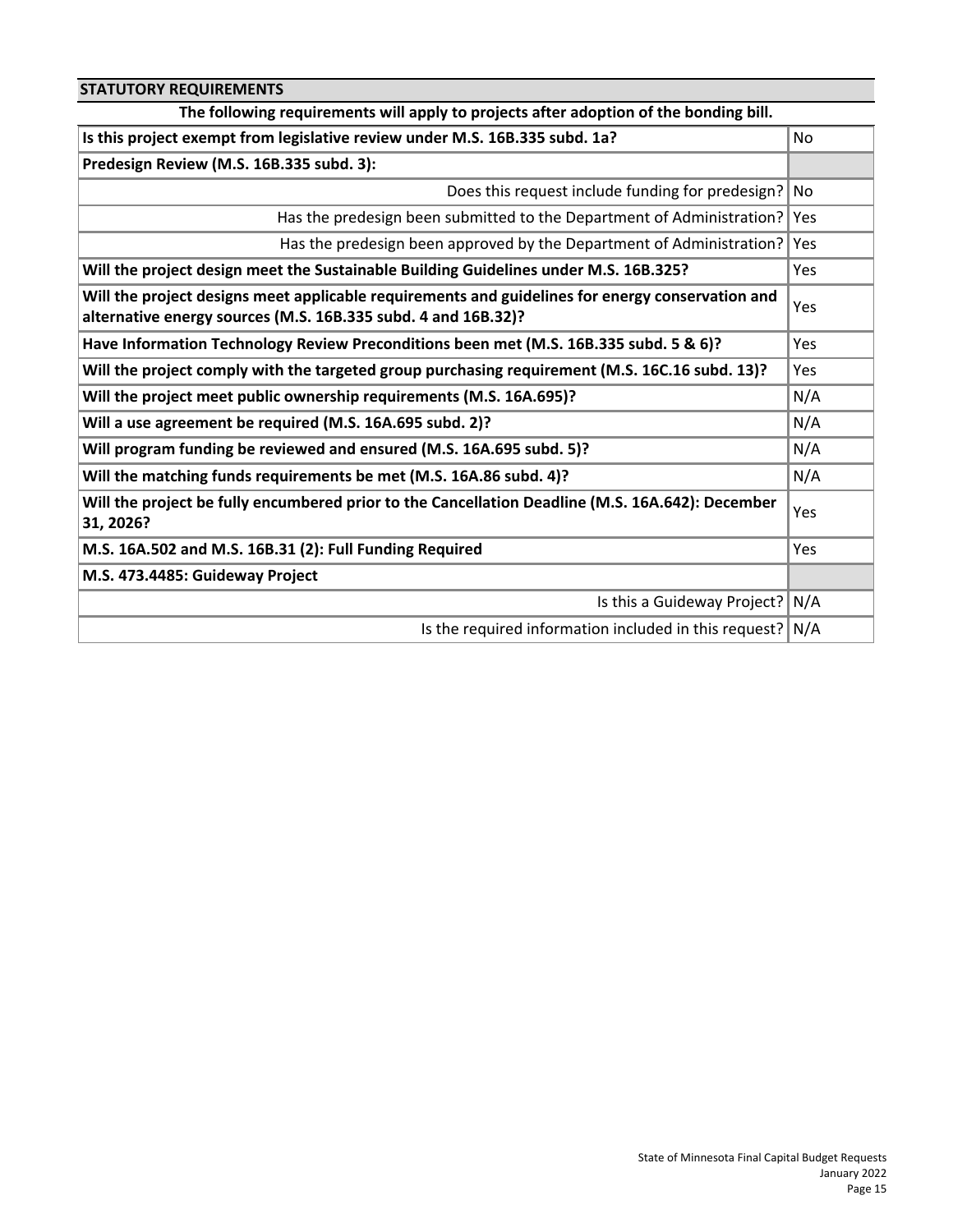## STATUTORY REQUIREMENTS

**The following requirements will apply to projects after adoption of the bonding bill.**

| Requirement | Response |
|---|---|
| **Is this project exempt from legislative review under M.S. 16B.335 subd. 1a?** | No |
| **Predesign Review (M.S. 16B.335 subd. 3):** | |
| Does this request include funding for predesign? | No |
| Has the predesign been submitted to the Department of Administration? | Yes |
| Has the predesign been approved by the Department of Administration? | Yes |
| **Will the project design meet the Sustainable Building Guidelines under M.S. 16B.325?** | Yes |
| **Will the project designs meet applicable requirements and guidelines for energy conservation and alternative energy sources (M.S. 16B.335 subd. 4 and 16B.32)?** | Yes |
| **Have Information Technology Review Preconditions been met (M.S. 16B.335 subd. 5 & 6)?** | Yes |
| **Will the project comply with the targeted group purchasing requirement (M.S. 16C.16 subd. 13)?** | Yes |
| **Will the project meet public ownership requirements (M.S. 16A.695)?** | N/A |
| **Will a use agreement be required (M.S. 16A.695 subd. 2)?** | N/A |
| **Will program funding be reviewed and ensured (M.S. 16A.695 subd. 5)?** | N/A |
| **Will the matching funds requirements be met (M.S. 16A.86 subd. 4)?** | N/A |
| **Will the project be fully encumbered prior to the Cancellation Deadline (M.S. 16A.642): December 31, 2026?** | Yes |
| **M.S. 16A.502 and M.S. 16B.31 (2): Full Funding Required** | Yes |
| **M.S. 473.4485: Guideway Project** | |
| Is this a Guideway Project? | N/A |
| Is the required information included in this request? | N/A |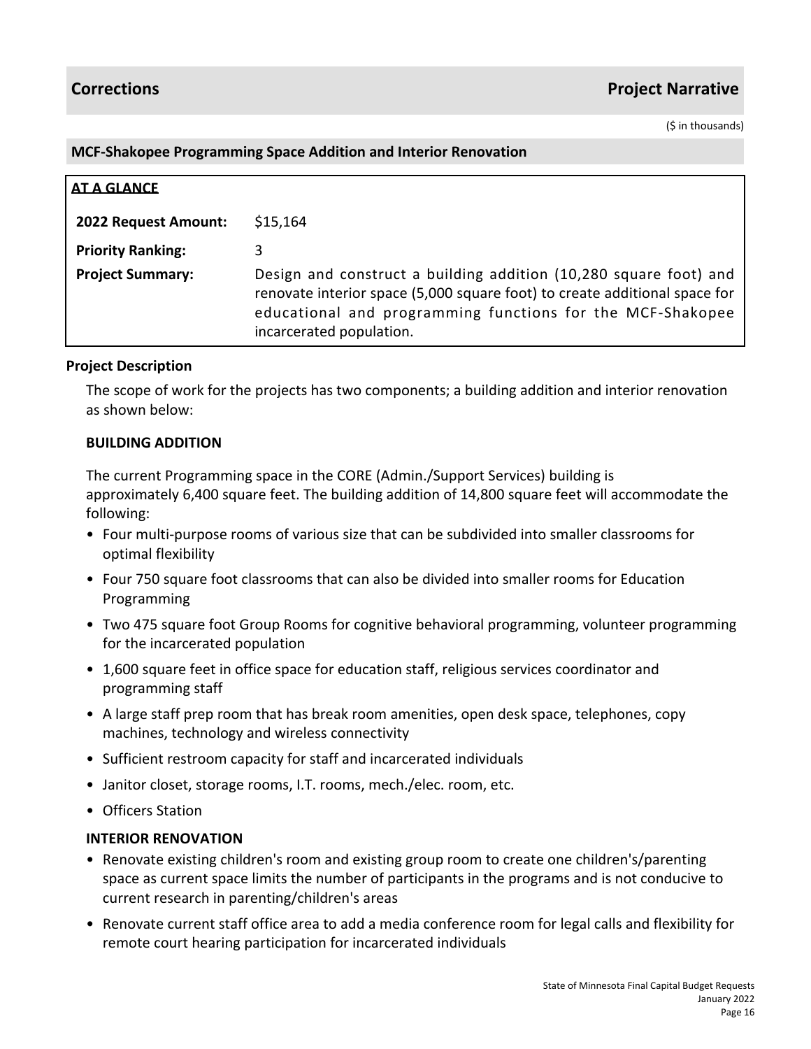## Corrections — Project Narrative

($ in thousands)

### MCF-Shakopee Programming Space Addition and Interior Renovation

**AT A GLANCE**

| | |
|---|---|
| **2022 Request Amount:** | $15,164 |
| **Priority Ranking:** | 3 |
| **Project Summary:** | Design and construct a building addition (10,280 square foot) and renovate interior space (5,000 square foot) to create additional space for educational and programming functions for the MCF-Shakopee incarcerated population. |

**Project Description**

The scope of work for the projects has two components; a building addition and interior renovation as shown below:

**BUILDING ADDITION**

The current Programming space in the CORE (Admin./Support Services) building is approximately 6,400 square feet. The building addition of 14,800 square feet will accommodate the following:

- Four multi-purpose rooms of various size that can be subdivided into smaller classrooms for optimal flexibility
- Four 750 square foot classrooms that can also be divided into smaller rooms for Education Programming
- Two 475 square foot Group Rooms for cognitive behavioral programming, volunteer programming for the incarcerated population
- 1,600 square feet in office space for education staff, religious services coordinator and programming staff
- A large staff prep room that has break room amenities, open desk space, telephones, copy machines, technology and wireless connectivity
- Sufficient restroom capacity for staff and incarcerated individuals
- Janitor closet, storage rooms, I.T. rooms, mech./elec. room, etc.
- Officers Station

**INTERIOR RENOVATION**

- Renovate existing children's room and existing group room to create one children's/parenting space as current space limits the number of participants in the programs and is not conducive to current research in parenting/children's areas
- Renovate current staff office area to add a media conference room for legal calls and flexibility for remote court hearing participation for incarcerated individuals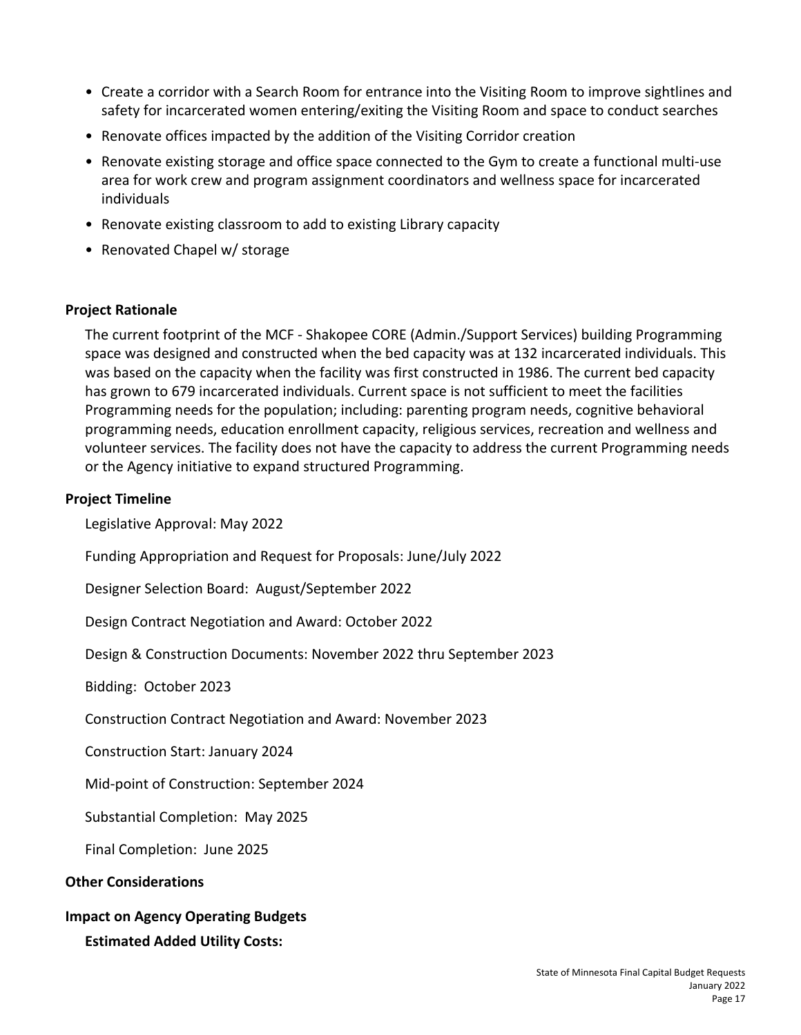- Create a corridor with a Search Room for entrance into the Visiting Room to improve sightlines and safety for incarcerated women entering/exiting the Visiting Room and space to conduct searches
- Renovate offices impacted by the addition of the Visiting Corridor creation
- Renovate existing storage and office space connected to the Gym to create a functional multi-use area for work crew and program assignment coordinators and wellness space for incarcerated individuals
- Renovate existing classroom to add to existing Library capacity
- Renovated Chapel w/ storage

**Project Rationale**

The current footprint of the MCF - Shakopee CORE (Admin./Support Services) building Programming space was designed and constructed when the bed capacity was at 132 incarcerated individuals. This was based on the capacity when the facility was first constructed in 1986. The current bed capacity has grown to 679 incarcerated individuals. Current space is not sufficient to meet the facilities Programming needs for the population; including: parenting program needs, cognitive behavioral programming needs, education enrollment capacity, religious services, recreation and wellness and volunteer services. The facility does not have the capacity to address the current Programming needs or the Agency initiative to expand structured Programming.

**Project Timeline**

Legislative Approval: May 2022

Funding Appropriation and Request for Proposals: June/July 2022

Designer Selection Board: August/September 2022

Design Contract Negotiation and Award: October 2022

Design & Construction Documents: November 2022 thru September 2023

Bidding: October 2023

Construction Contract Negotiation and Award: November 2023

Construction Start: January 2024

Mid-point of Construction: September 2024

Substantial Completion: May 2025

Final Completion: June 2025

**Other Considerations**

**Impact on Agency Operating Budgets**

**Estimated Added Utility Costs:**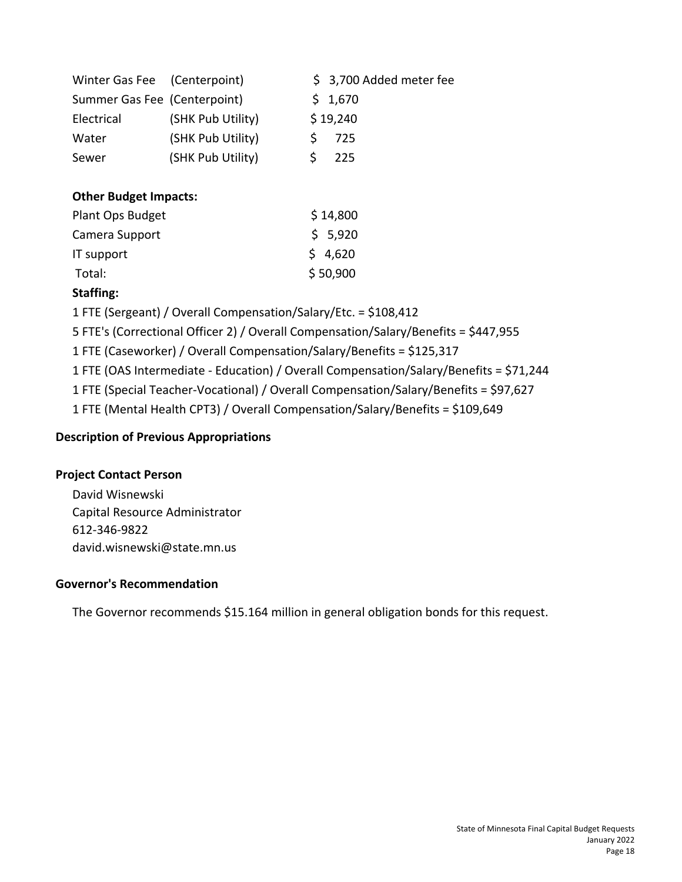| | | |
|---|---|---|
| Winter Gas Fee | (Centerpoint) | $ 3,700 Added meter fee |
| Summer Gas Fee | (Centerpoint) | $ 1,670 |
| Electrical | (SHK Pub Utility) | $ 19,240 |
| Water | (SHK Pub Utility) | $ 725 |
| Sewer | (SHK Pub Utility) | $ 225 |

**Other Budget Impacts:**

| | |
|---|---|
| Plant Ops Budget | $ 14,800 |
| Camera Support | $ 5,920 |
| IT support | $ 4,620 |
| Total: | $ 50,900 |

**Staffing:**

1 FTE (Sergeant) / Overall Compensation/Salary/Etc. = $108,412

5 FTE's (Correctional Officer 2) / Overall Compensation/Salary/Benefits = $447,955

1 FTE (Caseworker) / Overall Compensation/Salary/Benefits = $125,317

1 FTE (OAS Intermediate - Education) / Overall Compensation/Salary/Benefits = $71,244

1 FTE (Special Teacher-Vocational) / Overall Compensation/Salary/Benefits = $97,627

1 FTE (Mental Health CPT3) / Overall Compensation/Salary/Benefits = $109,649

## Description of Previous Appropriations

## Project Contact Person

David Wisnewski
Capital Resource Administrator
612-346-9822
david.wisnewski@state.mn.us

## Governor's Recommendation

The Governor recommends $15.164 million in general obligation bonds for this request.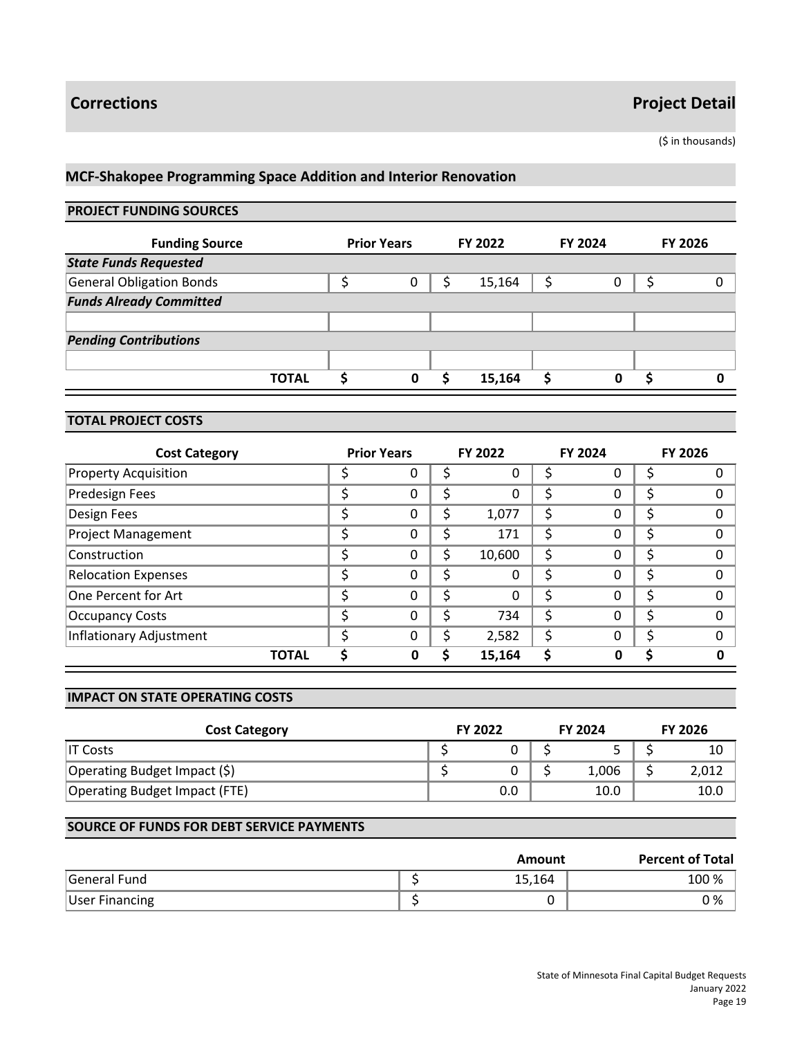# Corrections

**Project Detail**

($ in thousands)

## MCF-Shakopee Programming Space Addition and Interior Renovation

### PROJECT FUNDING SOURCES

| Funding Source | Prior Years | FY 2022 | FY 2024 | FY 2026 |
|---|---|---|---|---|
| ***State Funds Requested*** | | | | |
| General Obligation Bonds | $ 0 | $ 15,164 | $ 0 | $ 0 |
| ***Funds Already Committed*** | | | | |
| | | | | |
| ***Pending Contributions*** | | | | |
| | | | | |
| **TOTAL** | **$ 0** | **$ 15,164** | **$ 0** | **$ 0** |

### TOTAL PROJECT COSTS

| Cost Category | Prior Years | FY 2022 | FY 2024 | FY 2026 |
|---|---|---|---|---|
| Property Acquisition | $ 0 | $ 0 | $ 0 | $ 0 |
| Predesign Fees | $ 0 | $ 0 | $ 0 | $ 0 |
| Design Fees | $ 0 | $ 1,077 | $ 0 | $ 0 |
| Project Management | $ 0 | $ 171 | $ 0 | $ 0 |
| Construction | $ 0 | $ 10,600 | $ 0 | $ 0 |
| Relocation Expenses | $ 0 | $ 0 | $ 0 | $ 0 |
| One Percent for Art | $ 0 | $ 0 | $ 0 | $ 0 |
| Occupancy Costs | $ 0 | $ 734 | $ 0 | $ 0 |
| Inflationary Adjustment | $ 0 | $ 2,582 | $ 0 | $ 0 |
| **TOTAL** | **$ 0** | **$ 15,164** | **$ 0** | **$ 0** |

### IMPACT ON STATE OPERATING COSTS

| Cost Category | FY 2022 | FY 2024 | FY 2026 |
|---|---|---|---|
| IT Costs | $ 0 | $ 5 | $ 10 |
| Operating Budget Impact ($) | $ 0 | $ 1,006 | $ 2,012 |
| Operating Budget Impact (FTE) | 0.0 | 10.0 | 10.0 |

### SOURCE OF FUNDS FOR DEBT SERVICE PAYMENTS

| | Amount | Percent of Total |
|---|---|---|
| General Fund | $ 15,164 | 100 % |
| User Financing | $ 0 | 0 % |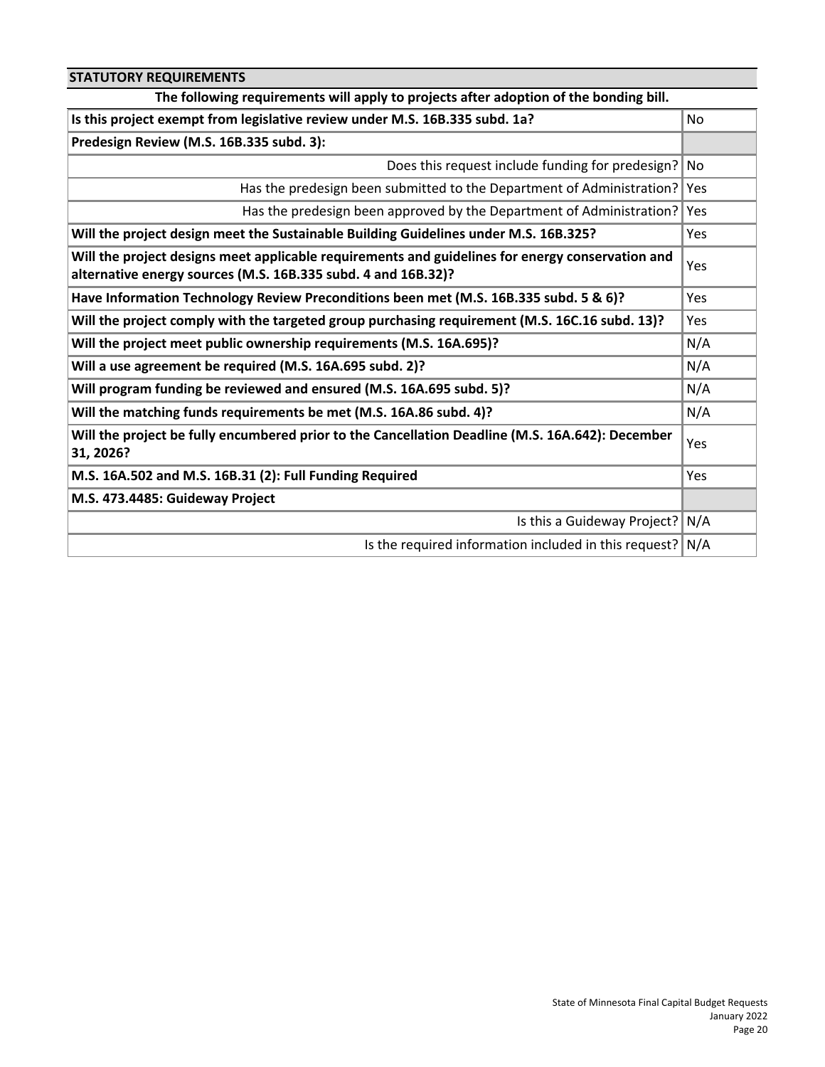## STATUTORY REQUIREMENTS

**The following requirements will apply to projects after adoption of the bonding bill.**

| Requirement | Response |
|---|---|
| **Is this project exempt from legislative review under M.S. 16B.335 subd. 1a?** | No |
| **Predesign Review (M.S. 16B.335 subd. 3):** | |
| Does this request include funding for predesign? | No |
| Has the predesign been submitted to the Department of Administration? | Yes |
| Has the predesign been approved by the Department of Administration? | Yes |
| **Will the project design meet the Sustainable Building Guidelines under M.S. 16B.325?** | Yes |
| **Will the project designs meet applicable requirements and guidelines for energy conservation and alternative energy sources (M.S. 16B.335 subd. 4 and 16B.32)?** | Yes |
| **Have Information Technology Review Preconditions been met (M.S. 16B.335 subd. 5 & 6)?** | Yes |
| **Will the project comply with the targeted group purchasing requirement (M.S. 16C.16 subd. 13)?** | Yes |
| **Will the project meet public ownership requirements (M.S. 16A.695)?** | N/A |
| **Will a use agreement be required (M.S. 16A.695 subd. 2)?** | N/A |
| **Will program funding be reviewed and ensured (M.S. 16A.695 subd. 5)?** | N/A |
| **Will the matching funds requirements be met (M.S. 16A.86 subd. 4)?** | N/A |
| **Will the project be fully encumbered prior to the Cancellation Deadline (M.S. 16A.642): December 31, 2026?** | Yes |
| **M.S. 16A.502 and M.S. 16B.31 (2): Full Funding Required** | Yes |
| **M.S. 473.4485: Guideway Project** | |
| Is this a Guideway Project? | N/A |
| Is the required information included in this request? | N/A |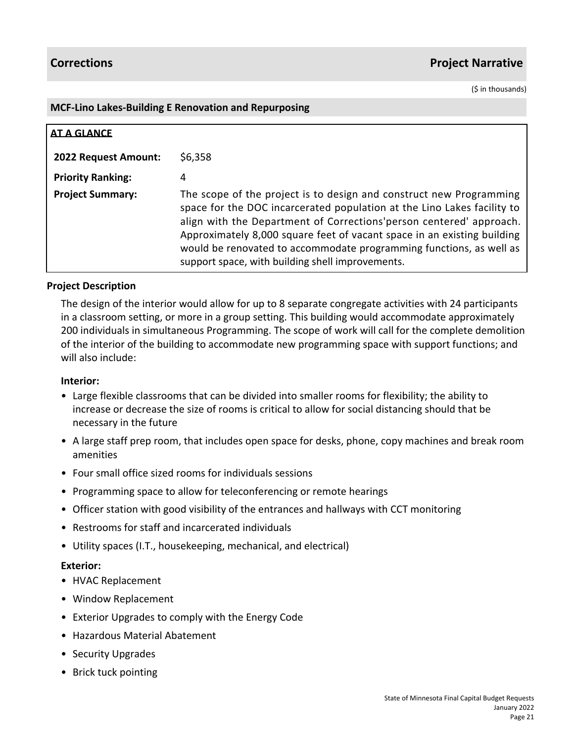## Corrections — Project Narrative

($ in thousands)

### MCF-Lino Lakes-Building E Renovation and Repurposing

**AT A GLANCE**

| | |
|---|---|
| **2022 Request Amount:** | $6,358 |
| **Priority Ranking:** | 4 |
| **Project Summary:** | The scope of the project is to design and construct new Programming space for the DOC incarcerated population at the Lino Lakes facility to align with the Department of Corrections'person centered' approach. Approximately 8,000 square feet of vacant space in an existing building would be renovated to accommodate programming functions, as well as support space, with building shell improvements. |

**Project Description**

The design of the interior would allow for up to 8 separate congregate activities with 24 participants in a classroom setting, or more in a group setting. This building would accommodate approximately 200 individuals in simultaneous Programming. The scope of work will call for the complete demolition of the interior of the building to accommodate new programming space with support functions; and will also include:

**Interior:**

- Large flexible classrooms that can be divided into smaller rooms for flexibility; the ability to increase or decrease the size of rooms is critical to allow for social distancing should that be necessary in the future
- A large staff prep room, that includes open space for desks, phone, copy machines and break room amenities
- Four small office sized rooms for individuals sessions
- Programming space to allow for teleconferencing or remote hearings
- Officer station with good visibility of the entrances and hallways with CCT monitoring
- Restrooms for staff and incarcerated individuals
- Utility spaces (I.T., housekeeping, mechanical, and electrical)

**Exterior:**

- HVAC Replacement
- Window Replacement
- Exterior Upgrades to comply with the Energy Code
- Hazardous Material Abatement
- Security Upgrades
- Brick tuck pointing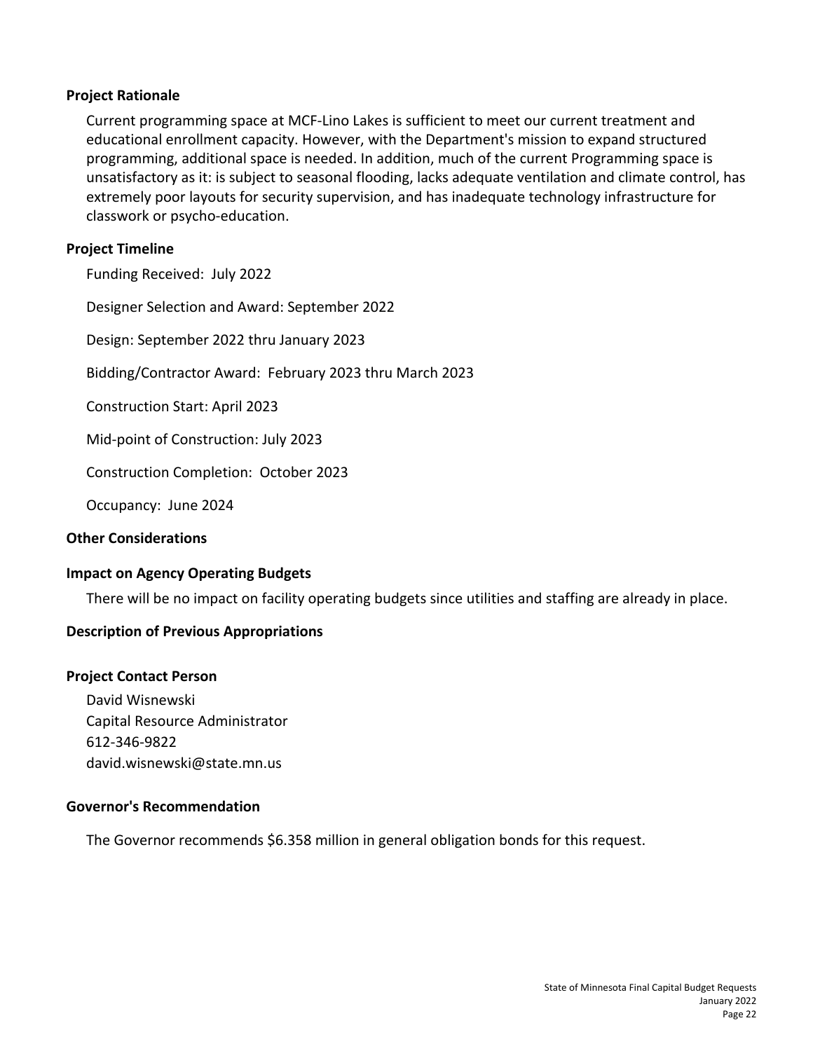### Project Rationale

Current programming space at MCF-Lino Lakes is sufficient to meet our current treatment and educational enrollment capacity. However, with the Department's mission to expand structured programming, additional space is needed. In addition, much of the current Programming space is unsatisfactory as it: is subject to seasonal flooding, lacks adequate ventilation and climate control, has extremely poor layouts for security supervision, and has inadequate technology infrastructure for classwork or psycho-education.

### Project Timeline

Funding Received: July 2022

Designer Selection and Award: September 2022

Design: September 2022 thru January 2023

Bidding/Contractor Award: February 2023 thru March 2023

Construction Start: April 2023

Mid-point of Construction: July 2023

Construction Completion: October 2023

Occupancy: June 2024

### Other Considerations

### Impact on Agency Operating Budgets

There will be no impact on facility operating budgets since utilities and staffing are already in place.

### Description of Previous Appropriations

### Project Contact Person

David Wisnewski
Capital Resource Administrator
612-346-9822
david.wisnewski@state.mn.us

### Governor's Recommendation

The Governor recommends $6.358 million in general obligation bonds for this request.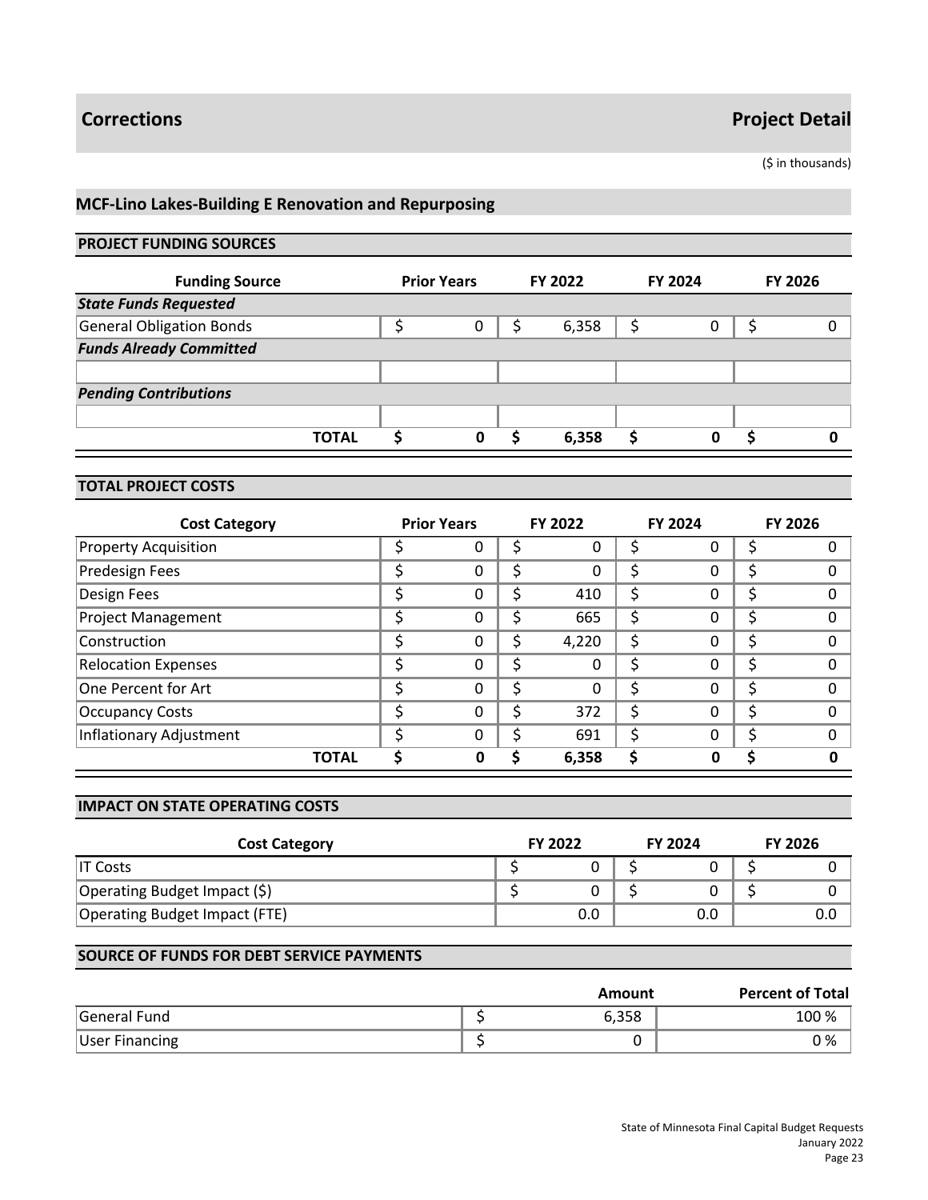# Corrections

# Project Detail

($ in thousands)

## MCF-Lino Lakes-Building E Renovation and Repurposing

### PROJECT FUNDING SOURCES

| Funding Source | Prior Years | FY 2022 | FY 2024 | FY 2026 |
|---|---|---|---|---|
| ***State Funds Requested*** | | | | |
| General Obligation Bonds | $ 0 | $ 6,358 | $ 0 | $ 0 |
| ***Funds Already Committed*** | | | | |
| | | | | |
| ***Pending Contributions*** | | | | |
| | | | | |
| **TOTAL** | **$ 0** | **$ 6,358** | **$ 0** | **$ 0** |

### TOTAL PROJECT COSTS

| Cost Category | Prior Years | FY 2022 | FY 2024 | FY 2026 |
|---|---|---|---|---|
| Property Acquisition | $ 0 | $ 0 | $ 0 | $ 0 |
| Predesign Fees | $ 0 | $ 0 | $ 0 | $ 0 |
| Design Fees | $ 0 | $ 410 | $ 0 | $ 0 |
| Project Management | $ 0 | $ 665 | $ 0 | $ 0 |
| Construction | $ 0 | $ 4,220 | $ 0 | $ 0 |
| Relocation Expenses | $ 0 | $ 0 | $ 0 | $ 0 |
| One Percent for Art | $ 0 | $ 0 | $ 0 | $ 0 |
| Occupancy Costs | $ 0 | $ 372 | $ 0 | $ 0 |
| Inflationary Adjustment | $ 0 | $ 691 | $ 0 | $ 0 |
| **TOTAL** | **$ 0** | **$ 6,358** | **$ 0** | **$ 0** |

### IMPACT ON STATE OPERATING COSTS

| Cost Category | FY 2022 | FY 2024 | FY 2026 |
|---|---|---|---|
| IT Costs | $ 0 | $ 0 | $ 0 |
| Operating Budget Impact ($) | $ 0 | $ 0 | $ 0 |
| Operating Budget Impact (FTE) | 0.0 | 0.0 | 0.0 |

### SOURCE OF FUNDS FOR DEBT SERVICE PAYMENTS

| | Amount | Percent of Total |
|---|---|---|
| General Fund | $ 6,358 | 100 % |
| User Financing | $ 0 | 0 % |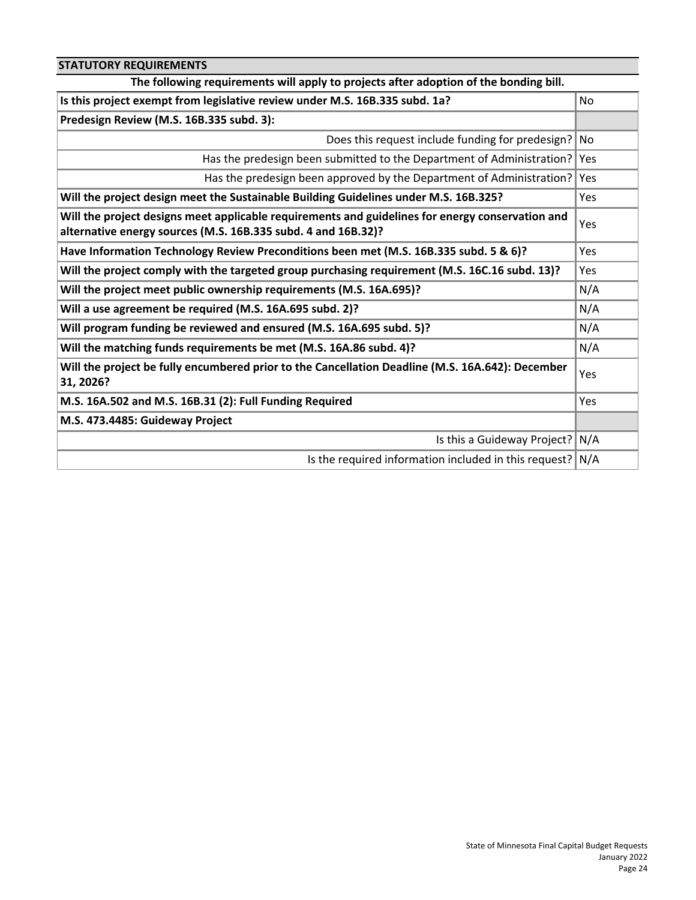## STATUTORY REQUIREMENTS

**The following requirements will apply to projects after adoption of the bonding bill.**

| Requirement | Response |
|---|---|
| **Is this project exempt from legislative review under M.S. 16B.335 subd. 1a?** | No |
| **Predesign Review (M.S. 16B.335 subd. 3):** | |
| Does this request include funding for predesign? | No |
| Has the predesign been submitted to the Department of Administration? | Yes |
| Has the predesign been approved by the Department of Administration? | Yes |
| **Will the project design meet the Sustainable Building Guidelines under M.S. 16B.325?** | Yes |
| **Will the project designs meet applicable requirements and guidelines for energy conservation and alternative energy sources (M.S. 16B.335 subd. 4 and 16B.32)?** | Yes |
| **Have Information Technology Review Preconditions been met (M.S. 16B.335 subd. 5 & 6)?** | Yes |
| **Will the project comply with the targeted group purchasing requirement (M.S. 16C.16 subd. 13)?** | Yes |
| **Will the project meet public ownership requirements (M.S. 16A.695)?** | N/A |
| **Will a use agreement be required (M.S. 16A.695 subd. 2)?** | N/A |
| **Will program funding be reviewed and ensured (M.S. 16A.695 subd. 5)?** | N/A |
| **Will the matching funds requirements be met (M.S. 16A.86 subd. 4)?** | N/A |
| **Will the project be fully encumbered prior to the Cancellation Deadline (M.S. 16A.642): December 31, 2026?** | Yes |
| **M.S. 16A.502 and M.S. 16B.31 (2): Full Funding Required** | Yes |
| **M.S. 473.4485: Guideway Project** | |
| Is this a Guideway Project? | N/A |
| Is the required information included in this request? | N/A |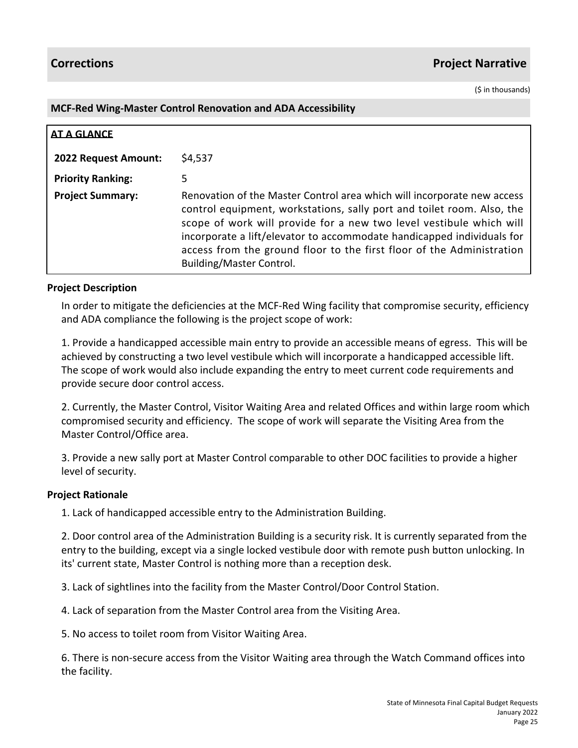## Corrections — Project Narrative

($ in thousands)

### MCF-Red Wing-Master Control Renovation and ADA Accessibility

| **AT A GLANCE** | |
|---|---|
| **2022 Request Amount:** | $4,537 |
| **Priority Ranking:** | 5 |
| **Project Summary:** | Renovation of the Master Control area which will incorporate new access control equipment, workstations, sally port and toilet room. Also, the scope of work will provide for a new two level vestibule which will incorporate a lift/elevator to accommodate handicapped individuals for access from the ground floor to the first floor of the Administration Building/Master Control. |

#### Project Description

In order to mitigate the deficiencies at the MCF-Red Wing facility that compromise security, efficiency and ADA compliance the following is the project scope of work:

1. Provide a handicapped accessible main entry to provide an accessible means of egress. This will be achieved by constructing a two level vestibule which will incorporate a handicapped accessible lift. The scope of work would also include expanding the entry to meet current code requirements and provide secure door control access.

2. Currently, the Master Control, Visitor Waiting Area and related Offices and within large room which compromised security and efficiency. The scope of work will separate the Visiting Area from the Master Control/Office area.

3. Provide a new sally port at Master Control comparable to other DOC facilities to provide a higher level of security.

#### Project Rationale

1. Lack of handicapped accessible entry to the Administration Building.

2. Door control area of the Administration Building is a security risk. It is currently separated from the entry to the building, except via a single locked vestibule door with remote push button unlocking. In its' current state, Master Control is nothing more than a reception desk.

3. Lack of sightlines into the facility from the Master Control/Door Control Station.

4. Lack of separation from the Master Control area from the Visiting Area.

5. No access to toilet room from Visitor Waiting Area.

6. There is non-secure access from the Visitor Waiting area through the Watch Command offices into the facility.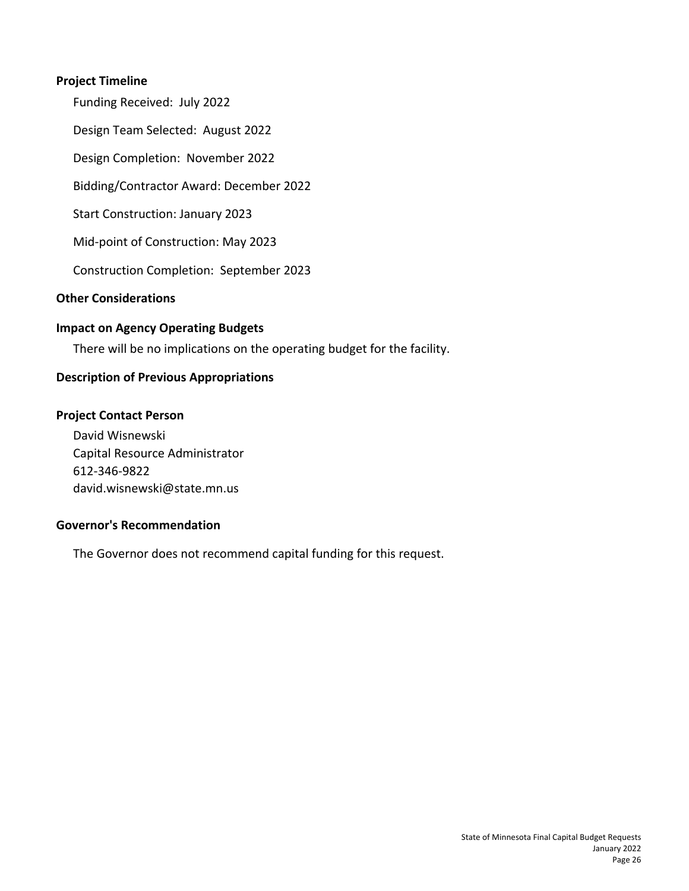**Project Timeline**

Funding Received: July 2022

Design Team Selected: August 2022

Design Completion: November 2022

Bidding/Contractor Award: December 2022

Start Construction: January 2023

Mid-point of Construction: May 2023

Construction Completion: September 2023

**Other Considerations**

**Impact on Agency Operating Budgets**

There will be no implications on the operating budget for the facility.

**Description of Previous Appropriations**

**Project Contact Person**

David Wisnewski
Capital Resource Administrator
612-346-9822
david.wisnewski@state.mn.us

**Governor's Recommendation**

The Governor does not recommend capital funding for this request.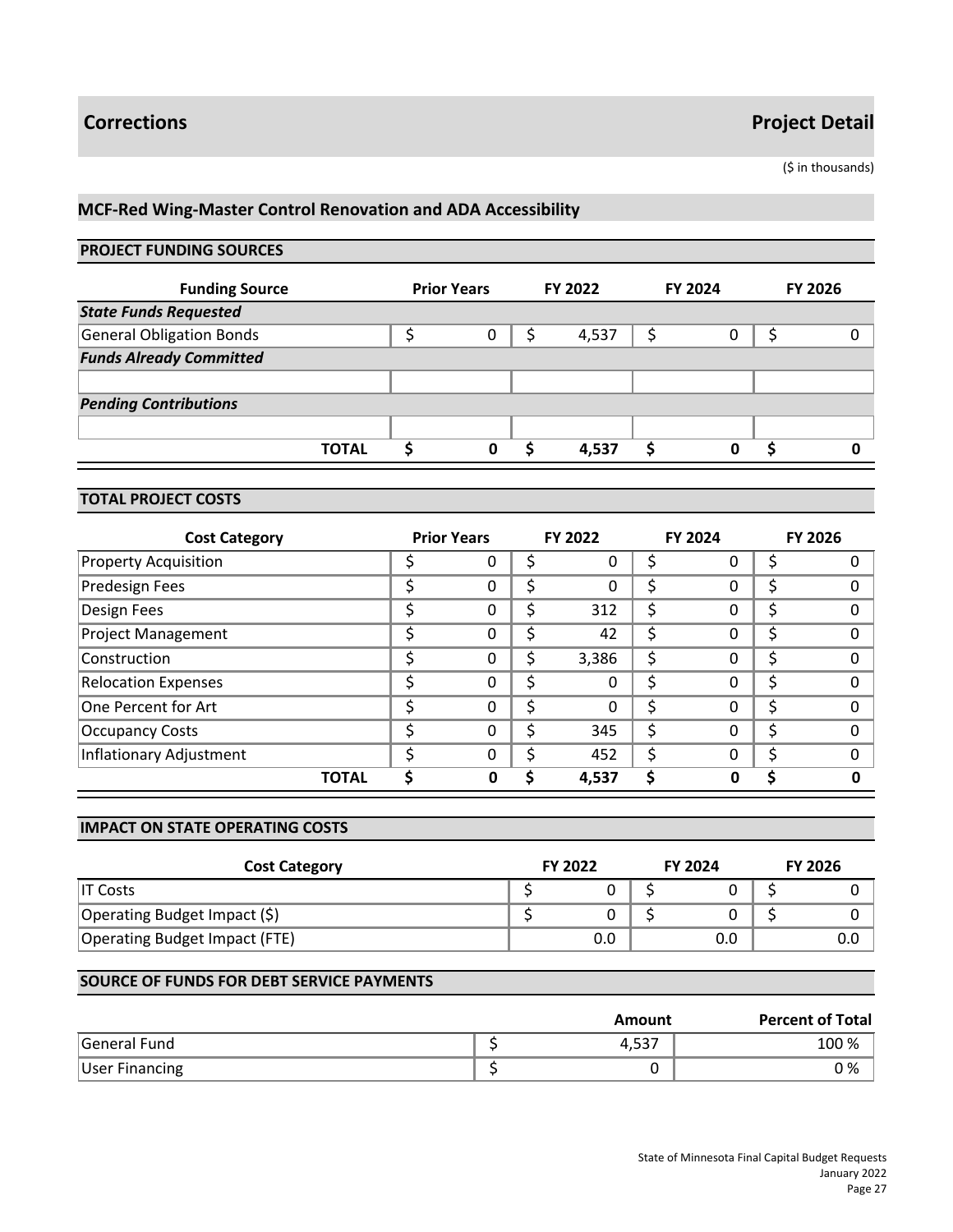# Corrections

## Project Detail

($ in thousands)

### MCF-Red Wing-Master Control Renovation and ADA Accessibility

#### PROJECT FUNDING SOURCES

| Funding Source | Prior Years | FY 2022 | FY 2024 | FY 2026 |
|---|---|---|---|---|
| ***State Funds Requested*** | | | | |
| General Obligation Bonds | $ 0 | $ 4,537 | $ 0 | $ 0 |
| ***Funds Already Committed*** | | | | |
| | | | | |
| ***Pending Contributions*** | | | | |
| | | | | |
| **TOTAL** | **$ 0** | **$ 4,537** | **$ 0** | **$ 0** |

#### TOTAL PROJECT COSTS

| Cost Category | Prior Years | FY 2022 | FY 2024 | FY 2026 |
|---|---|---|---|---|
| Property Acquisition | $ 0 | $ 0 | $ 0 | $ 0 |
| Predesign Fees | $ 0 | $ 0 | $ 0 | $ 0 |
| Design Fees | $ 0 | $ 312 | $ 0 | $ 0 |
| Project Management | $ 0 | $ 42 | $ 0 | $ 0 |
| Construction | $ 0 | $ 3,386 | $ 0 | $ 0 |
| Relocation Expenses | $ 0 | $ 0 | $ 0 | $ 0 |
| One Percent for Art | $ 0 | $ 0 | $ 0 | $ 0 |
| Occupancy Costs | $ 0 | $ 345 | $ 0 | $ 0 |
| Inflationary Adjustment | $ 0 | $ 452 | $ 0 | $ 0 |
| **TOTAL** | **$ 0** | **$ 4,537** | **$ 0** | **$ 0** |

#### IMPACT ON STATE OPERATING COSTS

| Cost Category | FY 2022 | FY 2024 | FY 2026 |
|---|---|---|---|
| IT Costs | $ 0 | $ 0 | $ 0 |
| Operating Budget Impact ($) | $ 0 | $ 0 | $ 0 |
| Operating Budget Impact (FTE) | 0.0 | 0.0 | 0.0 |

#### SOURCE OF FUNDS FOR DEBT SERVICE PAYMENTS

| | Amount | Percent of Total |
|---|---|---|
| General Fund | $ 4,537 | 100 % |
| User Financing | $ 0 | 0 % |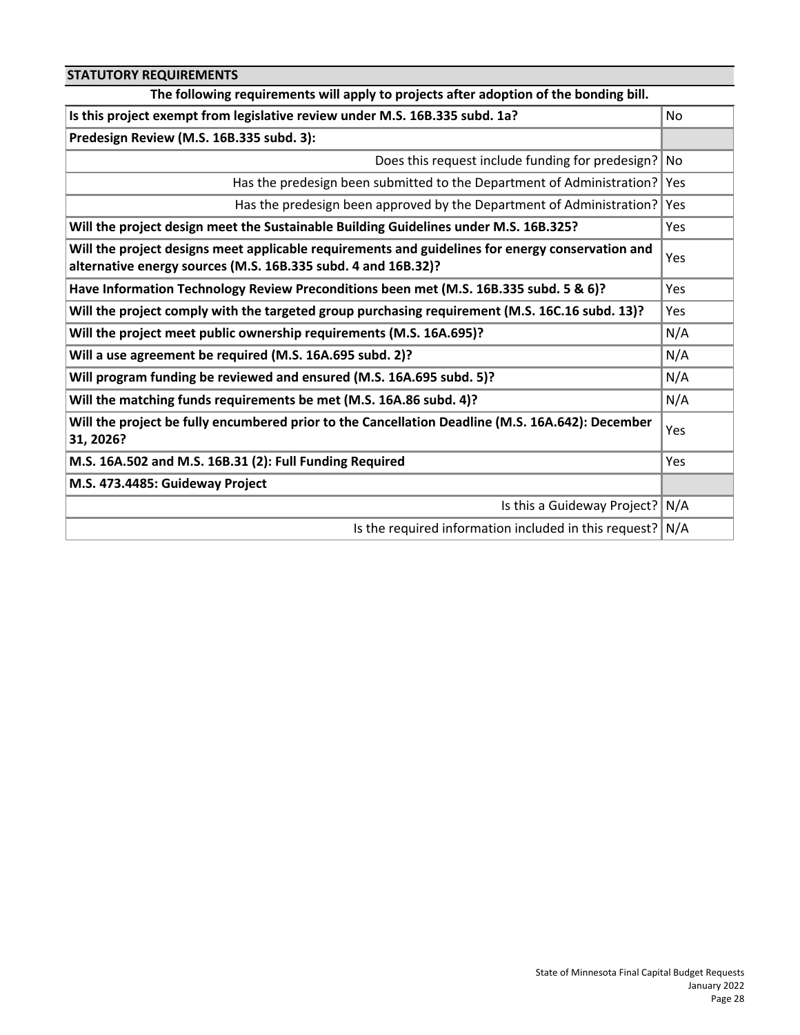| STATUTORY REQUIREMENTS | |
|---|---|
| **The following requirements will apply to projects after adoption of the bonding bill.** | |
| **Is this project exempt from legislative review under M.S. 16B.335 subd. 1a?** | No |
| **Predesign Review (M.S. 16B.335 subd. 3):** | |
| Does this request include funding for predesign? | No |
| Has the predesign been submitted to the Department of Administration? | Yes |
| Has the predesign been approved by the Department of Administration? | Yes |
| **Will the project design meet the Sustainable Building Guidelines under M.S. 16B.325?** | Yes |
| **Will the project designs meet applicable requirements and guidelines for energy conservation and alternative energy sources (M.S. 16B.335 subd. 4 and 16B.32)?** | Yes |
| **Have Information Technology Review Preconditions been met (M.S. 16B.335 subd. 5 & 6)?** | Yes |
| **Will the project comply with the targeted group purchasing requirement (M.S. 16C.16 subd. 13)?** | Yes |
| **Will the project meet public ownership requirements (M.S. 16A.695)?** | N/A |
| **Will a use agreement be required (M.S. 16A.695 subd. 2)?** | N/A |
| **Will program funding be reviewed and ensured (M.S. 16A.695 subd. 5)?** | N/A |
| **Will the matching funds requirements be met (M.S. 16A.86 subd. 4)?** | N/A |
| **Will the project be fully encumbered prior to the Cancellation Deadline (M.S. 16A.642): December 31, 2026?** | Yes |
| **M.S. 16A.502 and M.S. 16B.31 (2): Full Funding Required** | Yes |
| **M.S. 473.4485: Guideway Project** | |
| Is this a Guideway Project? | N/A |
| Is the required information included in this request? | N/A |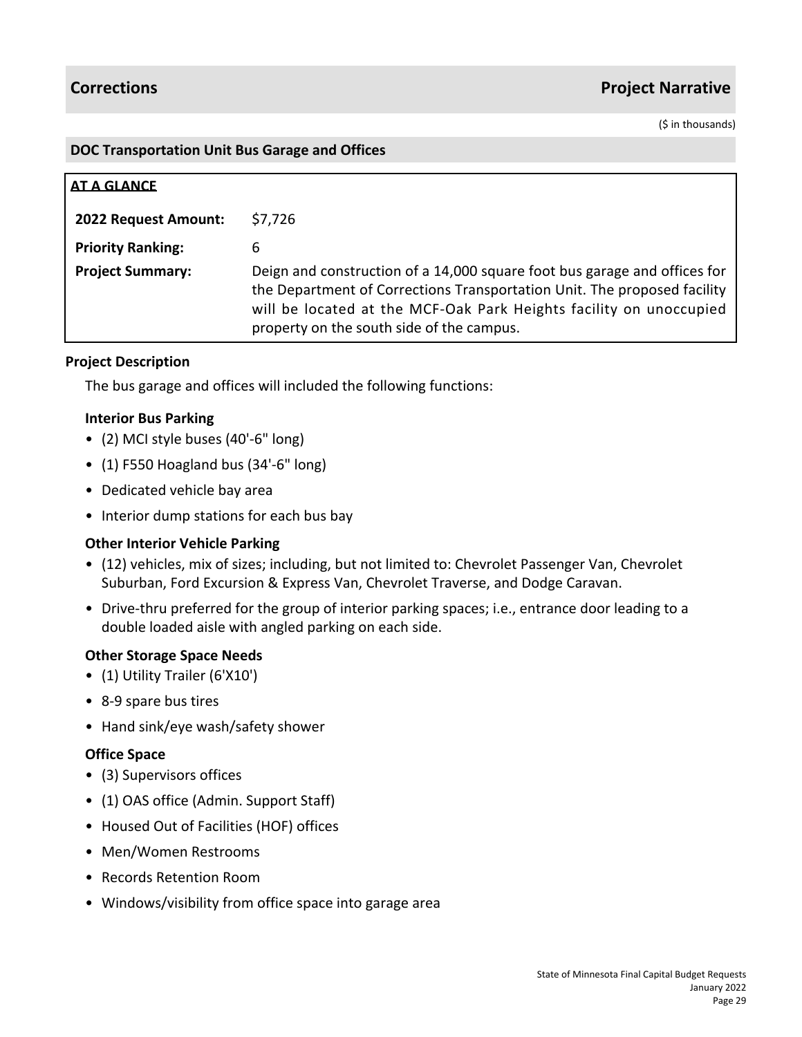## Corrections — Project Narrative

($ in thousands)

### DOC Transportation Unit Bus Garage and Offices

**AT A GLANCE**

| | |
|---|---|
| **2022 Request Amount:** | $7,726 |
| **Priority Ranking:** | 6 |
| **Project Summary:** | Deign and construction of a 14,000 square foot bus garage and offices for the Department of Corrections Transportation Unit. The proposed facility will be located at the MCF-Oak Park Heights facility on unoccupied property on the south side of the campus. |

**Project Description**

The bus garage and offices will included the following functions:

**Interior Bus Parking**

- (2) MCI style buses (40'-6" long)
- (1) F550 Hoagland bus (34'-6" long)
- Dedicated vehicle bay area
- Interior dump stations for each bus bay

**Other Interior Vehicle Parking**

- (12) vehicles, mix of sizes; including, but not limited to: Chevrolet Passenger Van, Chevrolet Suburban, Ford Excursion & Express Van, Chevrolet Traverse, and Dodge Caravan.
- Drive-thru preferred for the group of interior parking spaces; i.e., entrance door leading to a double loaded aisle with angled parking on each side.

**Other Storage Space Needs**

- (1) Utility Trailer (6'X10')
- 8-9 spare bus tires
- Hand sink/eye wash/safety shower

**Office Space**

- (3) Supervisors offices
- (1) OAS office (Admin. Support Staff)
- Housed Out of Facilities (HOF) offices
- Men/Women Restrooms
- Records Retention Room
- Windows/visibility from office space into garage area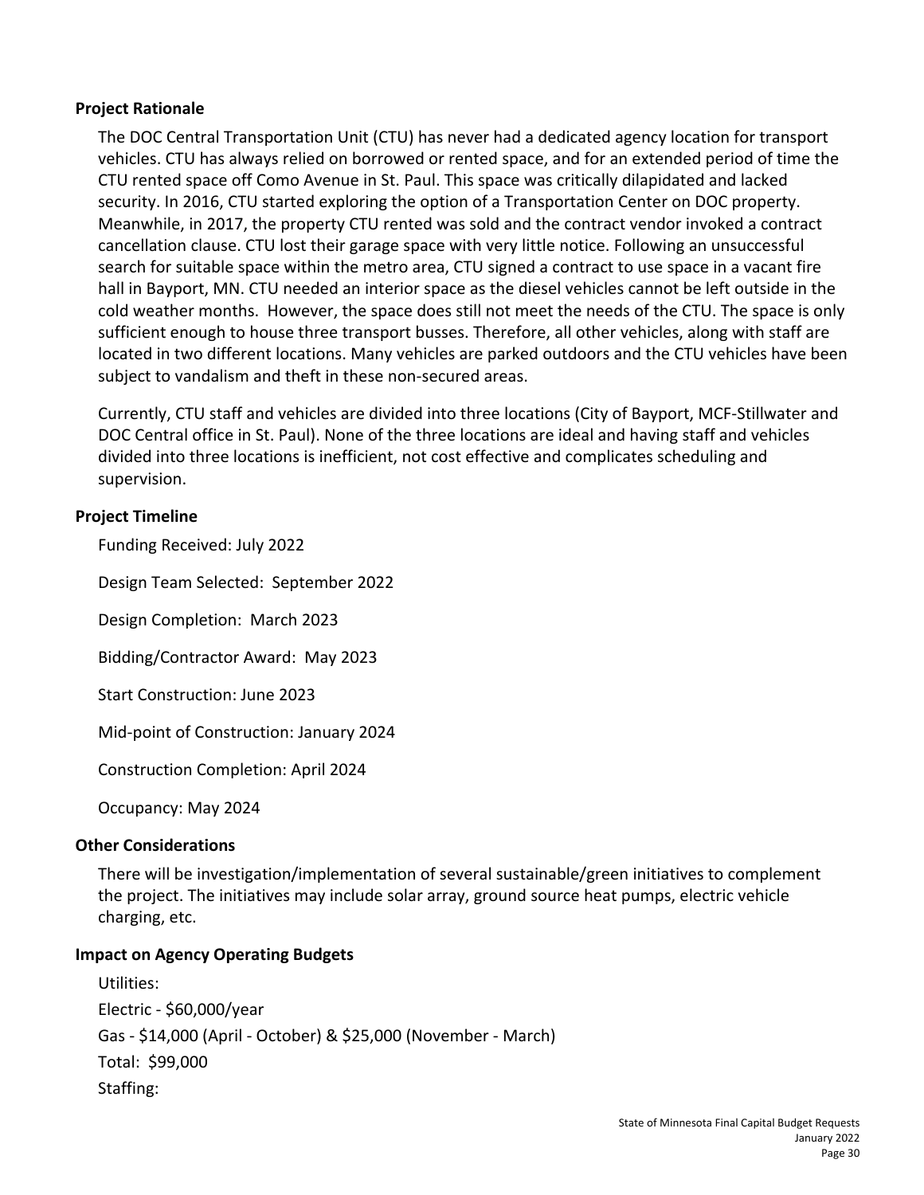### Project Rationale

The DOC Central Transportation Unit (CTU) has never had a dedicated agency location for transport vehicles. CTU has always relied on borrowed or rented space, and for an extended period of time the CTU rented space off Como Avenue in St. Paul. This space was critically dilapidated and lacked security. In 2016, CTU started exploring the option of a Transportation Center on DOC property. Meanwhile, in 2017, the property CTU rented was sold and the contract vendor invoked a contract cancellation clause. CTU lost their garage space with very little notice. Following an unsuccessful search for suitable space within the metro area, CTU signed a contract to use space in a vacant fire hall in Bayport, MN. CTU needed an interior space as the diesel vehicles cannot be left outside in the cold weather months. However, the space does still not meet the needs of the CTU. The space is only sufficient enough to house three transport busses. Therefore, all other vehicles, along with staff are located in two different locations. Many vehicles are parked outdoors and the CTU vehicles have been subject to vandalism and theft in these non-secured areas.

Currently, CTU staff and vehicles are divided into three locations (City of Bayport, MCF-Stillwater and DOC Central office in St. Paul). None of the three locations are ideal and having staff and vehicles divided into three locations is inefficient, not cost effective and complicates scheduling and supervision.

### Project Timeline

Funding Received: July 2022

Design Team Selected: September 2022

Design Completion: March 2023

Bidding/Contractor Award: May 2023

Start Construction: June 2023

Mid-point of Construction: January 2024

Construction Completion: April 2024

Occupancy: May 2024

### Other Considerations

There will be investigation/implementation of several sustainable/green initiatives to complement the project. The initiatives may include solar array, ground source heat pumps, electric vehicle charging, etc.

### Impact on Agency Operating Budgets

Utilities:
Electric - $60,000/year
Gas - $14,000 (April - October) & $25,000 (November - March)
Total: $99,000
Staffing: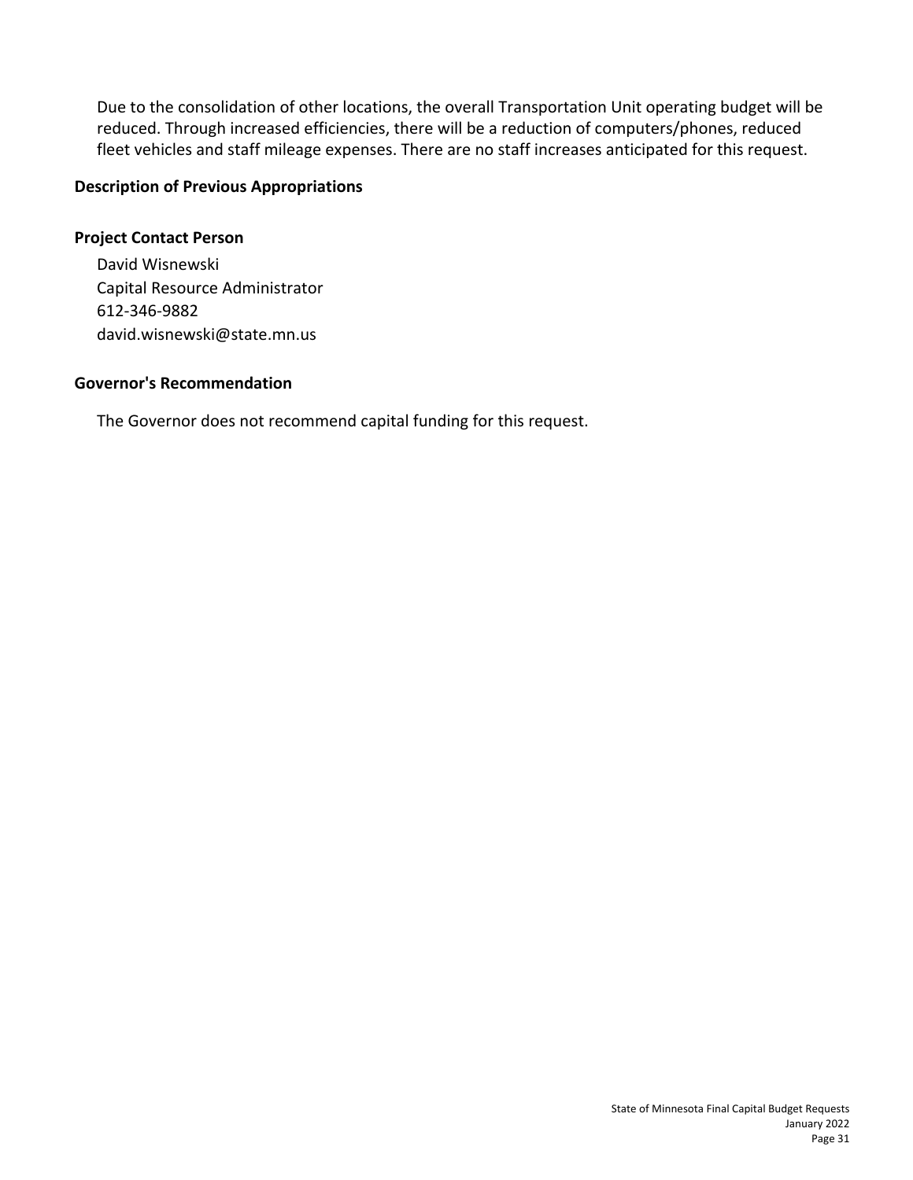Due to the consolidation of other locations, the overall Transportation Unit operating budget will be reduced. Through increased efficiencies, there will be a reduction of computers/phones, reduced fleet vehicles and staff mileage expenses. There are no staff increases anticipated for this request.

## Description of Previous Appropriations

## Project Contact Person

David Wisnewski
Capital Resource Administrator
612-346-9882
david.wisnewski@state.mn.us

## Governor's Recommendation

The Governor does not recommend capital funding for this request.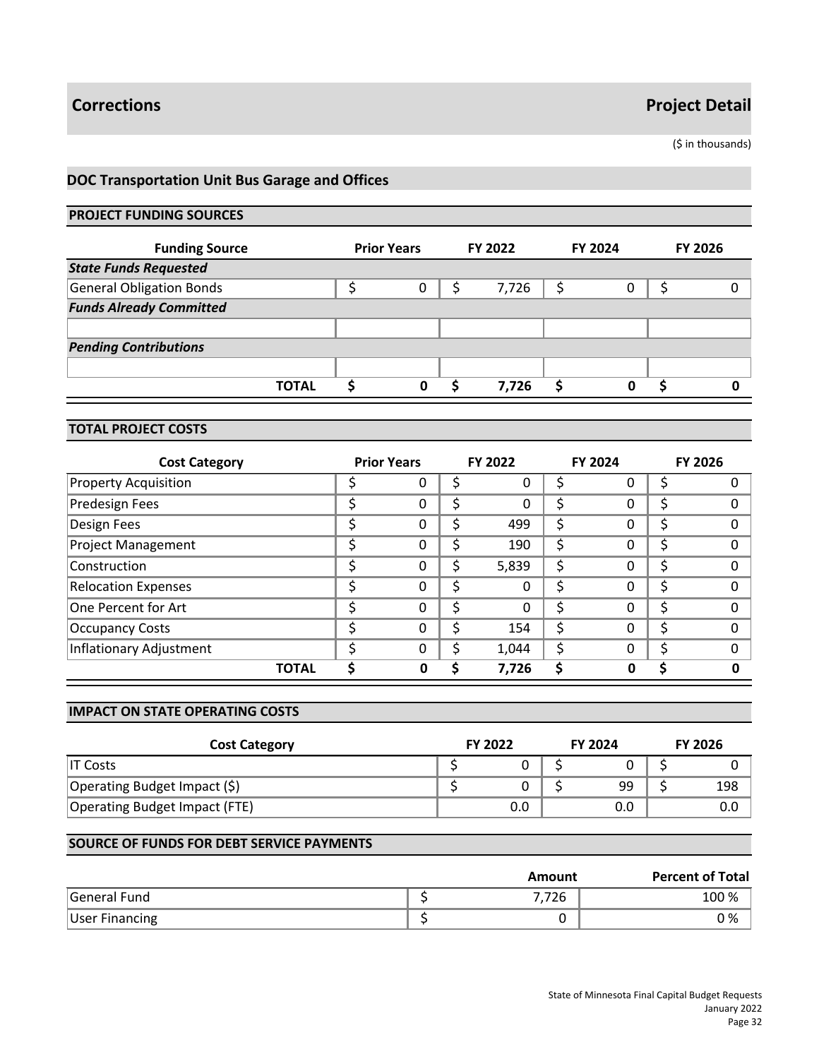## Corrections

## Project Detail

($ in thousands)

### DOC Transportation Unit Bus Garage and Offices

#### PROJECT FUNDING SOURCES

| Funding Source | Prior Years | FY 2022 | FY 2024 | FY 2026 |
|---|---|---|---|---|
| ***State Funds Requested*** | | | | |
| General Obligation Bonds | $ 0 | $ 7,726 | $ 0 | $ 0 |
| ***Funds Already Committed*** | | | | |
| | | | | |
| ***Pending Contributions*** | | | | |
| | | | | |
| **TOTAL** | **$ 0** | **$ 7,726** | **$ 0** | **$ 0** |

#### TOTAL PROJECT COSTS

| Cost Category | Prior Years | FY 2022 | FY 2024 | FY 2026 |
|---|---|---|---|---|
| Property Acquisition | $ 0 | $ 0 | $ 0 | $ 0 |
| Predesign Fees | $ 0 | $ 0 | $ 0 | $ 0 |
| Design Fees | $ 0 | $ 499 | $ 0 | $ 0 |
| Project Management | $ 0 | $ 190 | $ 0 | $ 0 |
| Construction | $ 0 | $ 5,839 | $ 0 | $ 0 |
| Relocation Expenses | $ 0 | $ 0 | $ 0 | $ 0 |
| One Percent for Art | $ 0 | $ 0 | $ 0 | $ 0 |
| Occupancy Costs | $ 0 | $ 154 | $ 0 | $ 0 |
| Inflationary Adjustment | $ 0 | $ 1,044 | $ 0 | $ 0 |
| **TOTAL** | **$ 0** | **$ 7,726** | **$ 0** | **$ 0** |

#### IMPACT ON STATE OPERATING COSTS

| Cost Category | FY 2022 | FY 2024 | FY 2026 |
|---|---|---|---|
| IT Costs | $ 0 | $ 0 | $ 0 |
| Operating Budget Impact ($) | $ 0 | $ 99 | $ 198 |
| Operating Budget Impact (FTE) | 0.0 | 0.0 | 0.0 |

#### SOURCE OF FUNDS FOR DEBT SERVICE PAYMENTS

| | Amount | Percent of Total |
|---|---|---|
| General Fund | $ 7,726 | 100 % |
| User Financing | $ 0 | 0 % |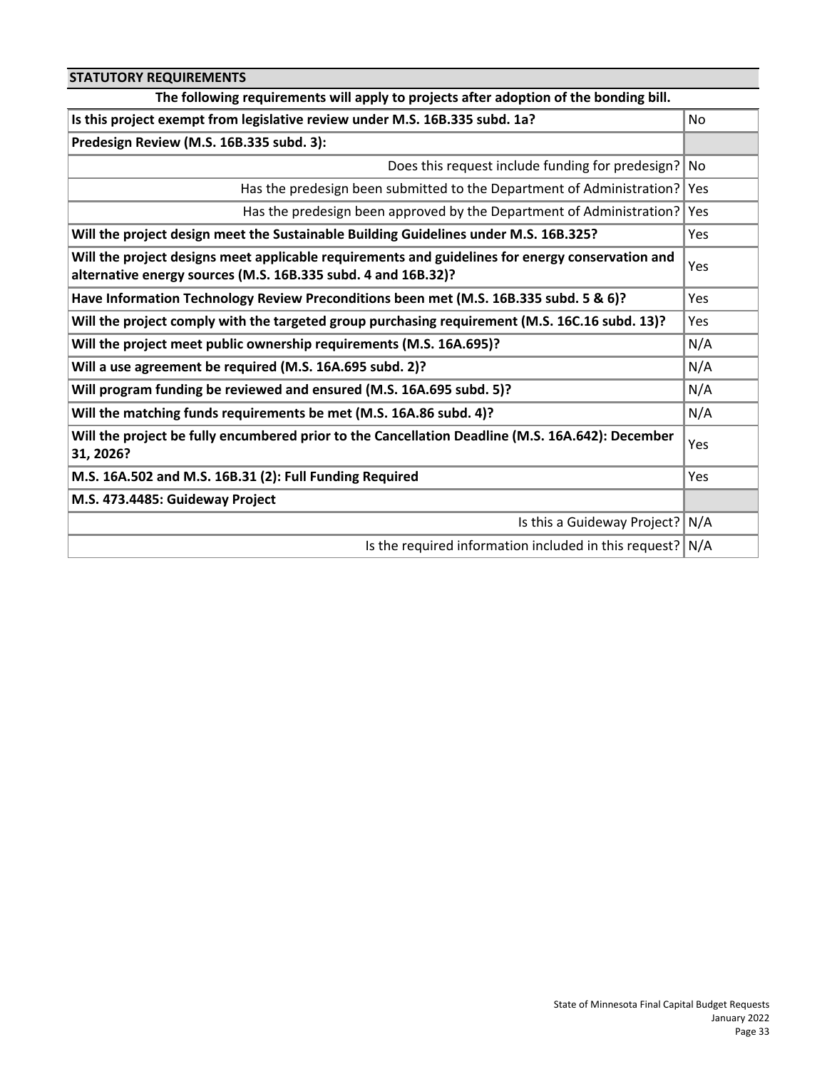| STATUTORY REQUIREMENTS | |
|---|---|
| **The following requirements will apply to projects after adoption of the bonding bill.** | |
| **Is this project exempt from legislative review under M.S. 16B.335 subd. 1a?** | No |
| **Predesign Review (M.S. 16B.335 subd. 3):** | |
| Does this request include funding for predesign? | No |
| Has the predesign been submitted to the Department of Administration? | Yes |
| Has the predesign been approved by the Department of Administration? | Yes |
| **Will the project design meet the Sustainable Building Guidelines under M.S. 16B.325?** | Yes |
| **Will the project designs meet applicable requirements and guidelines for energy conservation and alternative energy sources (M.S. 16B.335 subd. 4 and 16B.32)?** | Yes |
| **Have Information Technology Review Preconditions been met (M.S. 16B.335 subd. 5 & 6)?** | Yes |
| **Will the project comply with the targeted group purchasing requirement (M.S. 16C.16 subd. 13)?** | Yes |
| **Will the project meet public ownership requirements (M.S. 16A.695)?** | N/A |
| **Will a use agreement be required (M.S. 16A.695 subd. 2)?** | N/A |
| **Will program funding be reviewed and ensured (M.S. 16A.695 subd. 5)?** | N/A |
| **Will the matching funds requirements be met (M.S. 16A.86 subd. 4)?** | N/A |
| **Will the project be fully encumbered prior to the Cancellation Deadline (M.S. 16A.642): December 31, 2026?** | Yes |
| **M.S. 16A.502 and M.S. 16B.31 (2): Full Funding Required** | Yes |
| **M.S. 473.4485: Guideway Project** | |
| Is this a Guideway Project? | N/A |
| Is the required information included in this request? | N/A |